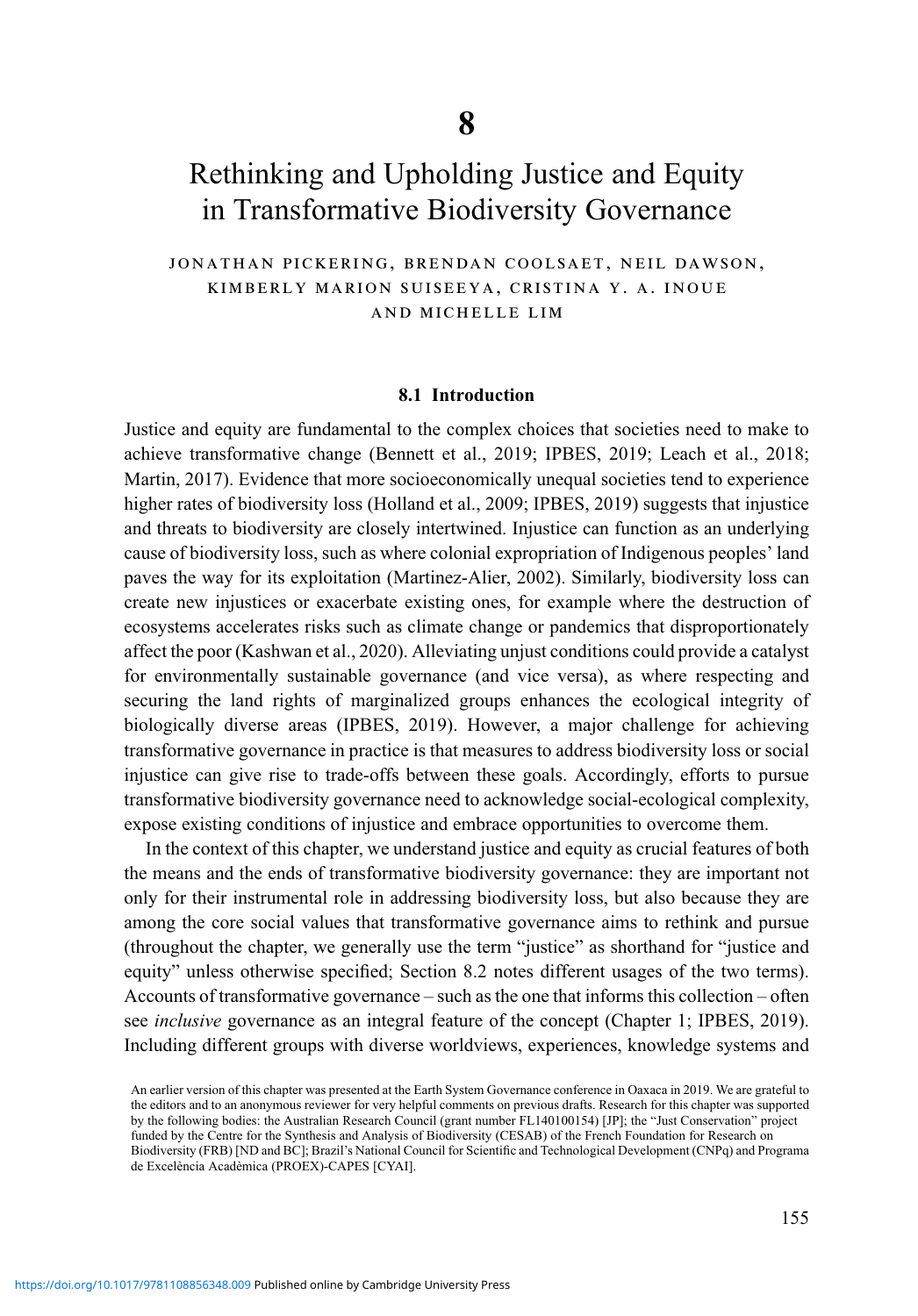# 8

# Rethinking and Upholding Justice and Equity in Transformative Biodiversity Governance

JONATHAN PICKERING, BRENDAN COOLSAET, NEIL DAWSON, KIMBERLY MARION SUISEEYA, CRISTINA Y. A. INOUE AND MICHELLE LIM

## 8.1 Introduction

Justice and equity are fundamental to the complex choices that societies need to make to achieve transformative change (Bennett et al., 2019; IPBES, 2019; Leach et al., 2018; Martin, 2017). Evidence that more socioeconomically unequal societies tend to experience higher rates of biodiversity loss (Holland et al., 2009; IPBES, 2019) suggests that injustice and threats to biodiversity are closely intertwined. Injustice can function as an underlying cause of biodiversity loss, such as where colonial expropriation of Indigenous peoples' land paves the way for its exploitation (Martinez-Alier, 2002). Similarly, biodiversity loss can create new injustices or exacerbate existing ones, for example where the destruction of ecosystems accelerates risks such as climate change or pandemics that disproportionately affect the poor (Kashwan et al., 2020). Alleviating unjust conditions could provide a catalyst for environmentally sustainable governance (and vice versa), as where respecting and securing the land rights of marginalized groups enhances the ecological integrity of biologically diverse areas (IPBES, 2019). However, a major challenge for achieving transformative governance in practice is that measures to address biodiversity loss or social injustice can give rise to trade-offs between these goals. Accordingly, efforts to pursue transformative biodiversity governance need to acknowledge social-ecological complexity, expose existing conditions of injustice and embrace opportunities to overcome them.

In the context of this chapter, we understand justice and equity as crucial features of both the means and the ends of transformative biodiversity governance: they are important not only for their instrumental role in addressing biodiversity loss, but also because they are among the core social values that transformative governance aims to rethink and pursue (throughout the chapter, we generally use the term "justice" as shorthand for "justice and equity" unless otherwise specified; Section 8.2 notes different usages of the two terms). Accounts of transformative governance – such as the one that informs this collection – often see *inclusive* governance as an integral feature of the concept (Chapter 1; IPBES, 2019). Including different groups with diverse worldviews, experiences, knowledge systems and

An earlier version of this chapter was presented at the Earth System Governance conference in Oaxaca in 2019. We are grateful to the editors and to an anonymous reviewer for very helpful comments on previous drafts. Research for this chapter was supported by the following bodies: the Australian Research Council (grant number FL140100154) [JP]; the "Just Conservation" project funded by the Centre for the Synthesis and Analysis of Biodiversity (CESAB) of the French Foundation for Research on Biodiversity (FRB) [ND and BC]; Brazil's National Council for Scientific and Technological Development (CNPq) and Programa de Excelència Acadèmica (PROEX)-CAPES [CYAI].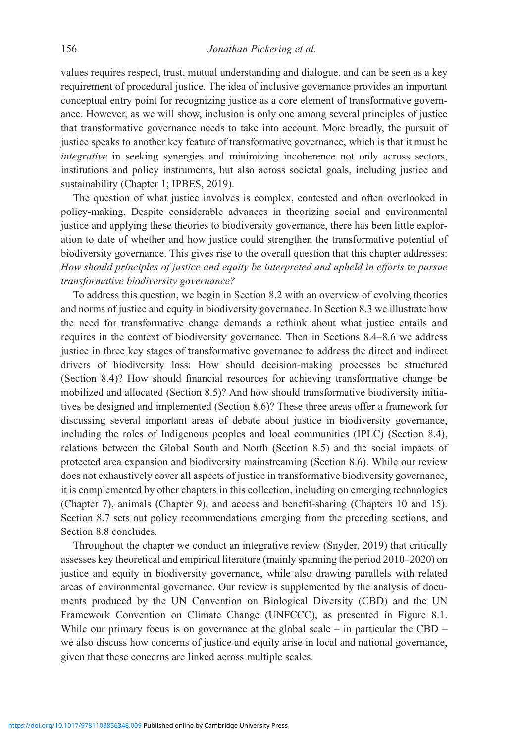values requires respect, trust, mutual understanding and dialogue, and can be seen as a key requirement of procedural justice. The idea of inclusive governance provides an important conceptual entry point for recognizing justice as a core element of transformative governance. However, as we will show, inclusion is only one among several principles of justice that transformative governance needs to take into account. More broadly, the pursuit of justice speaks to another key feature of transformative governance, which is that it must be *integrative* in seeking synergies and minimizing incoherence not only across sectors, institutions and policy instruments, but also across societal goals, including justice and sustainability (Chapter 1; IPBES, 2019).

The question of what justice involves is complex, contested and often overlooked in policy-making. Despite considerable advances in theorizing social and environmental justice and applying these theories to biodiversity governance, there has been little exploration to date of whether and how justice could strengthen the transformative potential of biodiversity governance. This gives rise to the overall question that this chapter addresses: *How should principles of justice and equity be interpreted and upheld in efforts to pursue transformative biodiversity governance?*

To address this question, we begin in Section 8.2 with an overview of evolving theories and norms of justice and equity in biodiversity governance. In Section 8.3 we illustrate how the need for transformative change demands a rethink about what justice entails and requires in the context of biodiversity governance. Then in Sections 8.4–8.6 we address justice in three key stages of transformative governance to address the direct and indirect drivers of biodiversity loss: How should decision-making processes be structured (Section 8.4)? How should financial resources for achieving transformative change be mobilized and allocated (Section 8.5)? And how should transformative biodiversity initiatives be designed and implemented (Section 8.6)? These three areas offer a framework for discussing several important areas of debate about justice in biodiversity governance, including the roles of Indigenous peoples and local communities (IPLC) (Section 8.4), relations between the Global South and North (Section 8.5) and the social impacts of protected area expansion and biodiversity mainstreaming (Section 8.6). While our review does not exhaustively cover all aspects of justice in transformative biodiversity governance, it is complemented by other chapters in this collection, including on emerging technologies (Chapter 7), animals (Chapter 9), and access and benefit-sharing (Chapters 10 and 15). Section 8.7 sets out policy recommendations emerging from the preceding sections, and Section 8.8 concludes.

Throughout the chapter we conduct an integrative review (Snyder, 2019) that critically assesses key theoretical and empirical literature (mainly spanning the period 2010–2020) on justice and equity in biodiversity governance, while also drawing parallels with related areas of environmental governance. Our review is supplemented by the analysis of documents produced by the UN Convention on Biological Diversity (CBD) and the UN Framework Convention on Climate Change (UNFCCC), as presented in Figure 8.1. While our primary focus is on governance at the global scale – in particular the CBD – we also discuss how concerns of justice and equity arise in local and national governance, given that these concerns are linked across multiple scales.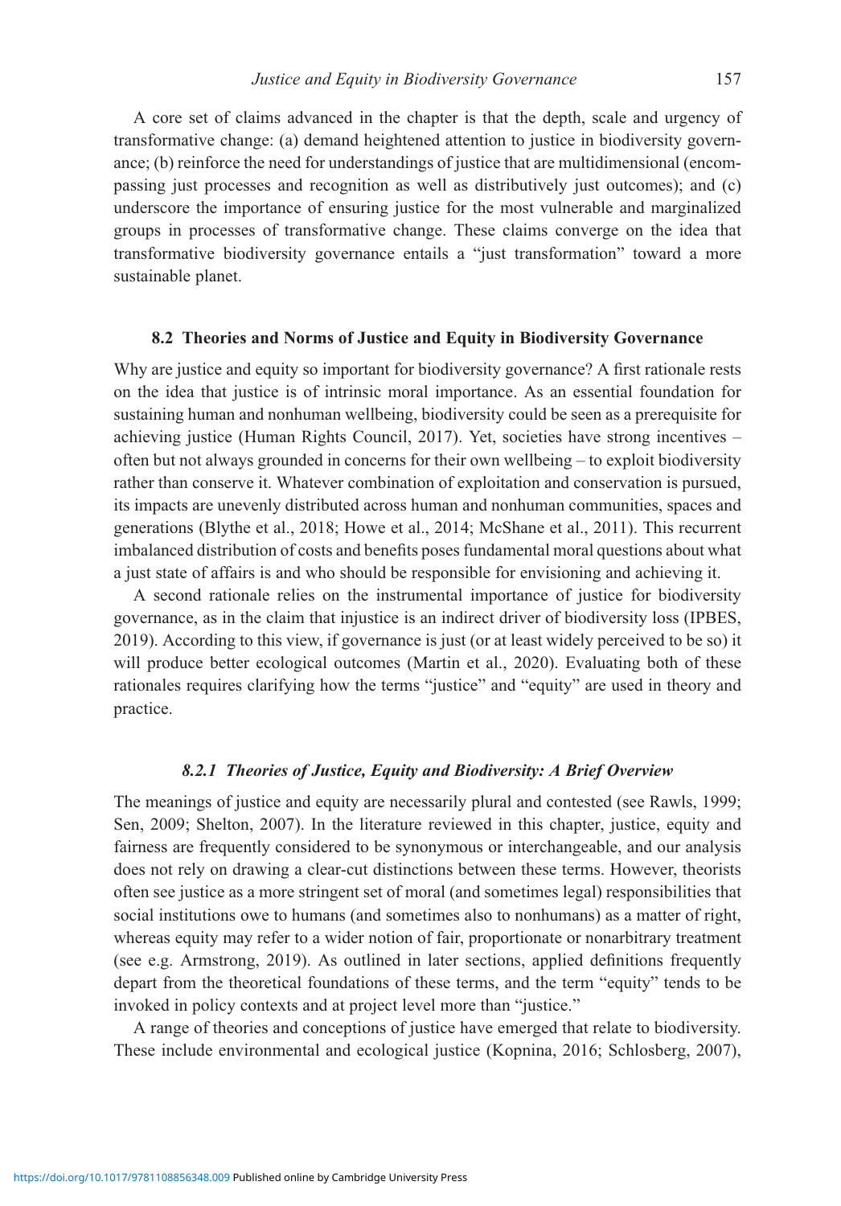A core set of claims advanced in the chapter is that the depth, scale and urgency of transformative change: (a) demand heightened attention to justice in biodiversity governance; (b) reinforce the need for understandings of justice that are multidimensional (encompassing just processes and recognition as well as distributively just outcomes); and (c) underscore the importance of ensuring justice for the most vulnerable and marginalized groups in processes of transformative change. These claims converge on the idea that transformative biodiversity governance entails a "just transformation" toward a more sustainable planet.

## 8.2 Theories and Norms of Justice and Equity in Biodiversity Governance

Why are justice and equity so important for biodiversity governance? A first rationale rests on the idea that justice is of intrinsic moral importance. As an essential foundation for sustaining human and nonhuman wellbeing, biodiversity could be seen as a prerequisite for achieving justice (Human Rights Council, 2017). Yet, societies have strong incentives – often but not always grounded in concerns for their own wellbeing – to exploit biodiversity rather than conserve it. Whatever combination of exploitation and conservation is pursued, its impacts are unevenly distributed across human and nonhuman communities, spaces and generations (Blythe et al., 2018; Howe et al., 2014; McShane et al., 2011). This recurrent imbalanced distribution of costs and benefits poses fundamental moral questions about what a just state of affairs is and who should be responsible for envisioning and achieving it.

A second rationale relies on the instrumental importance of justice for biodiversity governance, as in the claim that injustice is an indirect driver of biodiversity loss (IPBES, 2019). According to this view, if governance is just (or at least widely perceived to be so) it will produce better ecological outcomes (Martin et al., 2020). Evaluating both of these rationales requires clarifying how the terms "justice" and "equity" are used in theory and practice.

### *8.2.1 Theories of Justice, Equity and Biodiversity: A Brief Overview*

The meanings of justice and equity are necessarily plural and contested (see Rawls, 1999; Sen, 2009; Shelton, 2007). In the literature reviewed in this chapter, justice, equity and fairness are frequently considered to be synonymous or interchangeable, and our analysis does not rely on drawing a clear-cut distinctions between these terms. However, theorists often see justice as a more stringent set of moral (and sometimes legal) responsibilities that social institutions owe to humans (and sometimes also to nonhumans) as a matter of right, whereas equity may refer to a wider notion of fair, proportionate or nonarbitrary treatment (see e.g. Armstrong, 2019). As outlined in later sections, applied definitions frequently depart from the theoretical foundations of these terms, and the term "equity" tends to be invoked in policy contexts and at project level more than "justice."

A range of theories and conceptions of justice have emerged that relate to biodiversity. These include environmental and ecological justice (Kopnina, 2016; Schlosberg, 2007),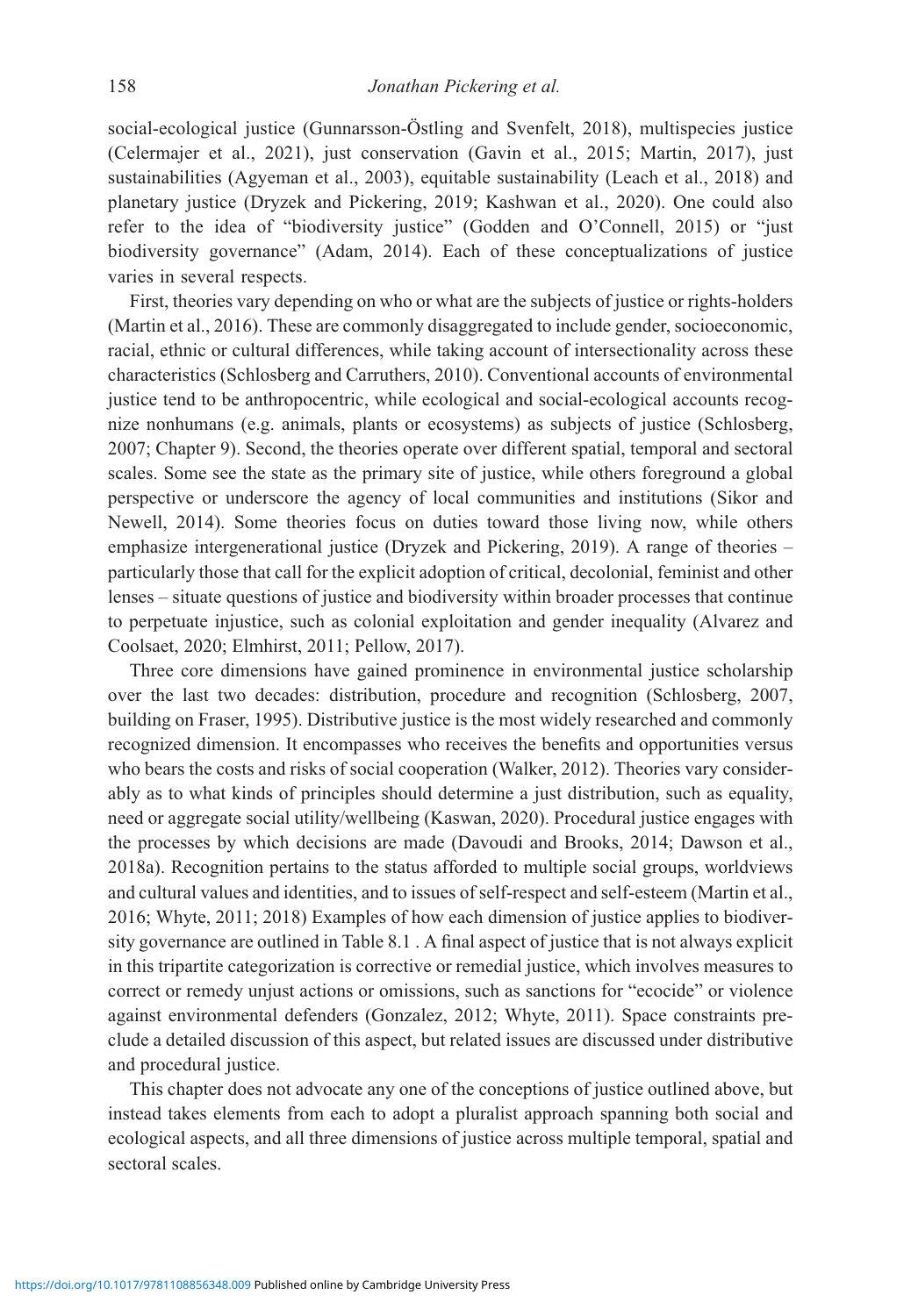social-ecological justice (Gunnarsson-Östling and Svenfelt, 2018), multispecies justice (Celermajer et al., 2021), just conservation (Gavin et al., 2015; Martin, 2017), just sustainabilities (Agyeman et al., 2003), equitable sustainability (Leach et al., 2018) and planetary justice (Dryzek and Pickering, 2019; Kashwan et al., 2020). One could also refer to the idea of "biodiversity justice" (Godden and O'Connell, 2015) or "just biodiversity governance" (Adam, 2014). Each of these conceptualizations of justice varies in several respects.

First, theories vary depending on who or what are the subjects of justice or rights-holders (Martin et al., 2016). These are commonly disaggregated to include gender, socioeconomic, racial, ethnic or cultural differences, while taking account of intersectionality across these characteristics (Schlosberg and Carruthers, 2010). Conventional accounts of environmental justice tend to be anthropocentric, while ecological and social-ecological accounts recognize nonhumans (e.g. animals, plants or ecosystems) as subjects of justice (Schlosberg, 2007; Chapter 9). Second, the theories operate over different spatial, temporal and sectoral scales. Some see the state as the primary site of justice, while others foreground a global perspective or underscore the agency of local communities and institutions (Sikor and Newell, 2014). Some theories focus on duties toward those living now, while others emphasize intergenerational justice (Dryzek and Pickering, 2019). A range of theories – particularly those that call for the explicit adoption of critical, decolonial, feminist and other lenses – situate questions of justice and biodiversity within broader processes that continue to perpetuate injustice, such as colonial exploitation and gender inequality (Alvarez and Coolsaet, 2020; Elmhirst, 2011; Pellow, 2017).

Three core dimensions have gained prominence in environmental justice scholarship over the last two decades: distribution, procedure and recognition (Schlosberg, 2007, building on Fraser, 1995). Distributive justice is the most widely researched and commonly recognized dimension. It encompasses who receives the benefits and opportunities versus who bears the costs and risks of social cooperation (Walker, 2012). Theories vary considerably as to what kinds of principles should determine a just distribution, such as equality, need or aggregate social utility/wellbeing (Kaswan, 2020). Procedural justice engages with the processes by which decisions are made (Davoudi and Brooks, 2014; Dawson et al., 2018a). Recognition pertains to the status afforded to multiple social groups, worldviews and cultural values and identities, and to issues of self-respect and self-esteem (Martin et al., 2016; Whyte, 2011; 2018) Examples of how each dimension of justice applies to biodiversity governance are outlined in Table 8.1 . A final aspect of justice that is not always explicit in this tripartite categorization is corrective or remedial justice, which involves measures to correct or remedy unjust actions or omissions, such as sanctions for "ecocide" or violence against environmental defenders (Gonzalez, 2012; Whyte, 2011). Space constraints preclude a detailed discussion of this aspect, but related issues are discussed under distributive and procedural justice.

This chapter does not advocate any one of the conceptions of justice outlined above, but instead takes elements from each to adopt a pluralist approach spanning both social and ecological aspects, and all three dimensions of justice across multiple temporal, spatial and sectoral scales.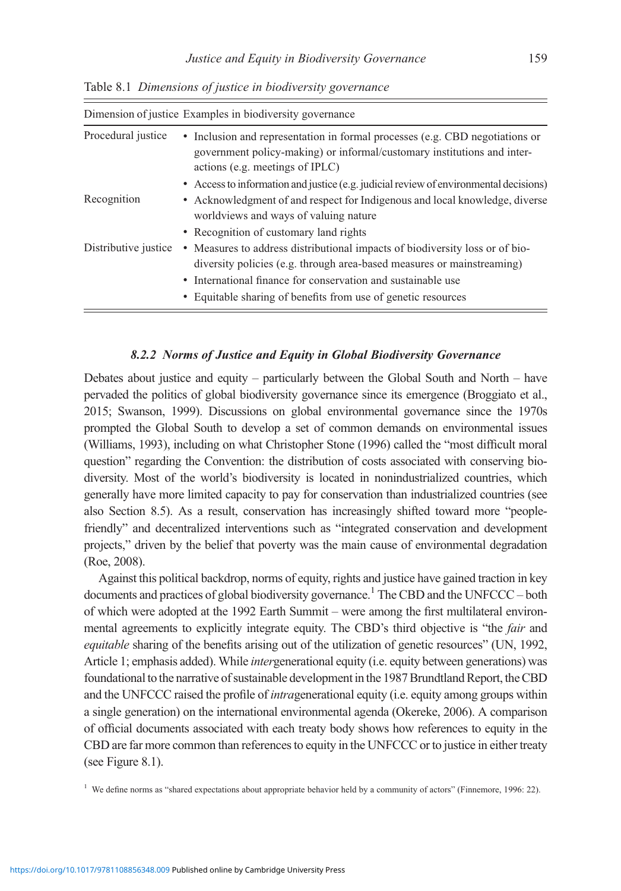Table 8.1 *Dimensions of justice in biodiversity governance*

| Dimension of justice | Examples in biodiversity governance |
|---|---|
| Procedural justice | • Inclusion and representation in formal processes (e.g. CBD negotiations or government policy-making) or informal/customary institutions and interactions (e.g. meetings of IPLC) |
| | • Access to information and justice (e.g. judicial review of environmental decisions) |
| Recognition | • Acknowledgment of and respect for Indigenous and local knowledge, diverse worldviews and ways of valuing nature |
| | • Recognition of customary land rights |
| Distributive justice | • Measures to address distributional impacts of biodiversity loss or of biodiversity policies (e.g. through area-based measures or mainstreaming) |
| | • International finance for conservation and sustainable use |
| | • Equitable sharing of benefits from use of genetic resources |

### *8.2.2 Norms of Justice and Equity in Global Biodiversity Governance*

Debates about justice and equity – particularly between the Global South and North – have pervaded the politics of global biodiversity governance since its emergence (Broggiato et al., 2015; Swanson, 1999). Discussions on global environmental governance since the 1970s prompted the Global South to develop a set of common demands on environmental issues (Williams, 1993), including on what Christopher Stone (1996) called the "most difficult moral question" regarding the Convention: the distribution of costs associated with conserving biodiversity. Most of the world's biodiversity is located in nonindustrialized countries, which generally have more limited capacity to pay for conservation than industrialized countries (see also Section 8.5). As a result, conservation has increasingly shifted toward more "people-friendly" and decentralized interventions such as "integrated conservation and development projects," driven by the belief that poverty was the main cause of environmental degradation (Roe, 2008).

Against this political backdrop, norms of equity, rights and justice have gained traction in key documents and practices of global biodiversity governance.[1] The CBD and the UNFCCC – both of which were adopted at the 1992 Earth Summit – were among the first multilateral environmental agreements to explicitly integrate equity. The CBD's third objective is "the *fair* and *equitable* sharing of the benefits arising out of the utilization of genetic resources" (UN, 1992, Article 1; emphasis added). While *inter*generational equity (i.e. equity between generations) was foundational to the narrative of sustainable development in the 1987 Brundtland Report, the CBD and the UNFCCC raised the profile of *intra*generational equity (i.e. equity among groups within a single generation) on the international environmental agenda (Okereke, 2006). A comparison of official documents associated with each treaty body shows how references to equity in the CBD are far more common than references to equity in the UNFCCC or to justice in either treaty (see Figure 8.1).

[1] We define norms as "shared expectations about appropriate behavior held by a community of actors" (Finnemore, 1996: 22).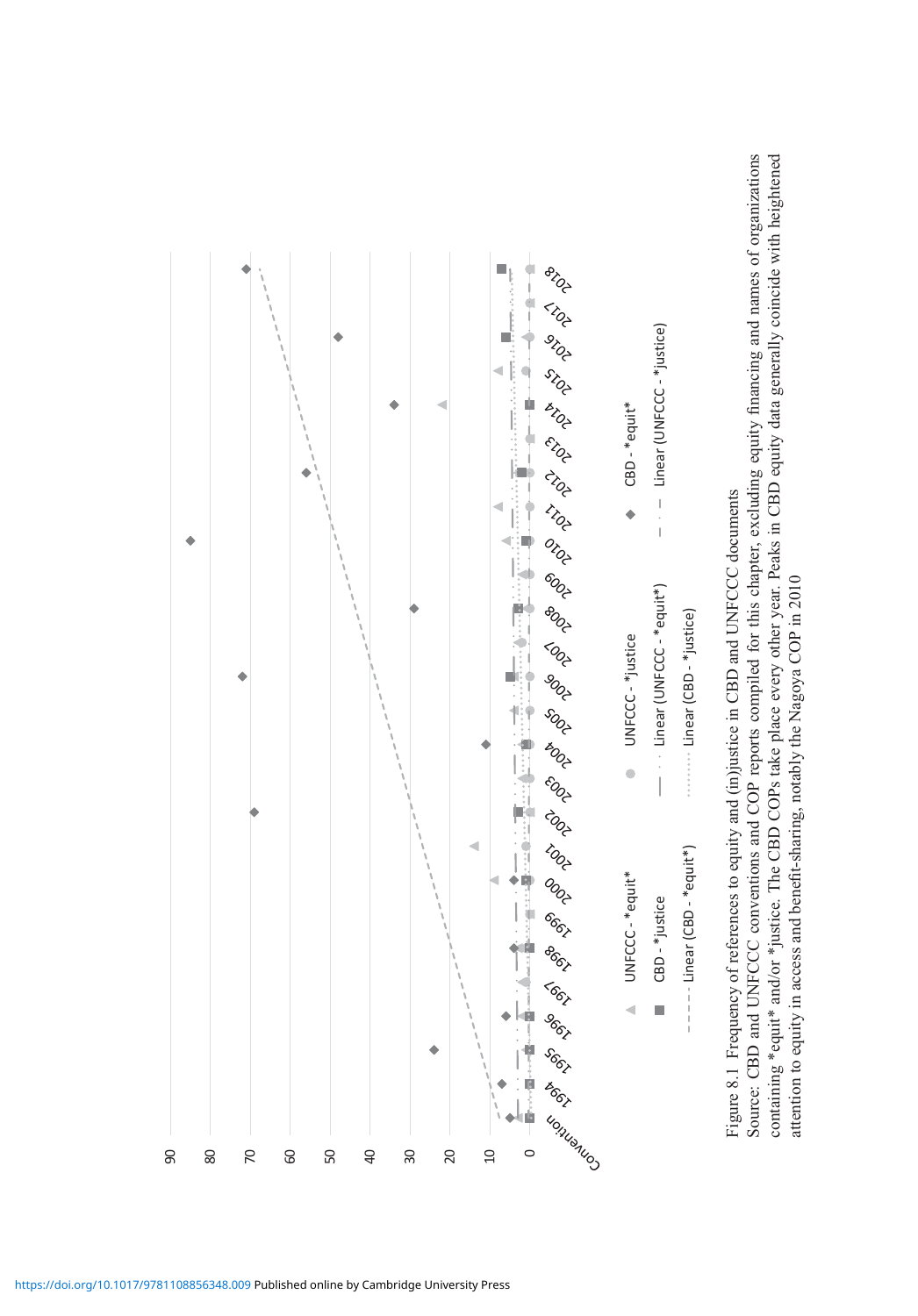Figure 8.1 Frequency of references to equity and (in)justice in CBD and UNFCCC documents

Source: CBD and UNFCCC conventions and COP reports compiled for this chapter, excluding equity financing and names of organizations containing *equit* and/or *justice. The CBD COPs take place every other year. Peaks in CBD equity data generally coincide with heightened attention to equity in access and benefit-sharing, notably the Nagoya COP in 2010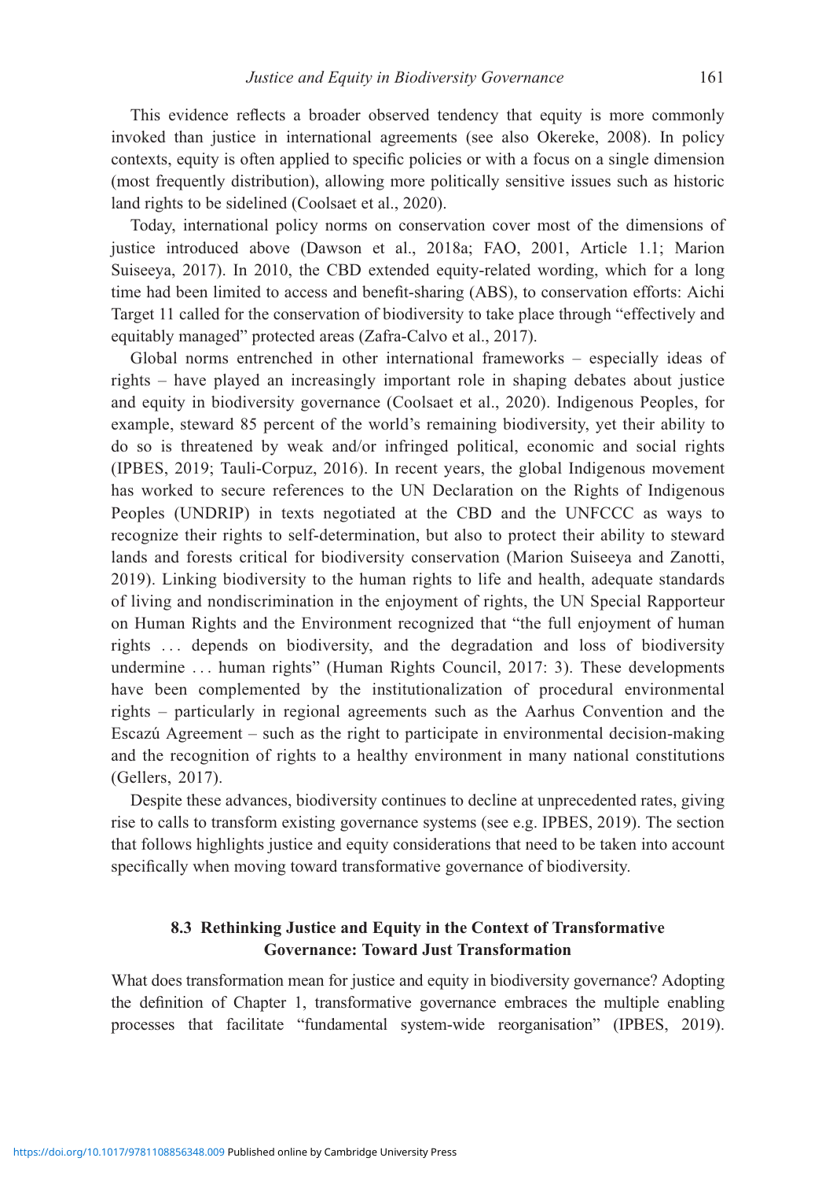This evidence reflects a broader observed tendency that equity is more commonly invoked than justice in international agreements (see also Okereke, 2008). In policy contexts, equity is often applied to specific policies or with a focus on a single dimension (most frequently distribution), allowing more politically sensitive issues such as historic land rights to be sidelined (Coolsaet et al., 2020).

Today, international policy norms on conservation cover most of the dimensions of justice introduced above (Dawson et al., 2018a; FAO, 2001, Article 1.1; Marion Suiseeya, 2017). In 2010, the CBD extended equity-related wording, which for a long time had been limited to access and benefit-sharing (ABS), to conservation efforts: Aichi Target 11 called for the conservation of biodiversity to take place through "effectively and equitably managed" protected areas (Zafra-Calvo et al., 2017).

Global norms entrenched in other international frameworks – especially ideas of rights – have played an increasingly important role in shaping debates about justice and equity in biodiversity governance (Coolsaet et al., 2020). Indigenous Peoples, for example, steward 85 percent of the world's remaining biodiversity, yet their ability to do so is threatened by weak and/or infringed political, economic and social rights (IPBES, 2019; Tauli-Corpuz, 2016). In recent years, the global Indigenous movement has worked to secure references to the UN Declaration on the Rights of Indigenous Peoples (UNDRIP) in texts negotiated at the CBD and the UNFCCC as ways to recognize their rights to self-determination, but also to protect their ability to steward lands and forests critical for biodiversity conservation (Marion Suiseeya and Zanotti, 2019). Linking biodiversity to the human rights to life and health, adequate standards of living and nondiscrimination in the enjoyment of rights, the UN Special Rapporteur on Human Rights and the Environment recognized that "the full enjoyment of human rights . . . depends on biodiversity, and the degradation and loss of biodiversity undermine . . . human rights" (Human Rights Council, 2017: 3). These developments have been complemented by the institutionalization of procedural environmental rights – particularly in regional agreements such as the Aarhus Convention and the Escazú Agreement – such as the right to participate in environmental decision-making and the recognition of rights to a healthy environment in many national constitutions (Gellers, 2017).

Despite these advances, biodiversity continues to decline at unprecedented rates, giving rise to calls to transform existing governance systems (see e.g. IPBES, 2019). The section that follows highlights justice and equity considerations that need to be taken into account specifically when moving toward transformative governance of biodiversity.

## 8.3 Rethinking Justice and Equity in the Context of Transformative Governance: Toward Just Transformation

What does transformation mean for justice and equity in biodiversity governance? Adopting the definition of Chapter 1, transformative governance embraces the multiple enabling processes that facilitate "fundamental system-wide reorganisation" (IPBES, 2019).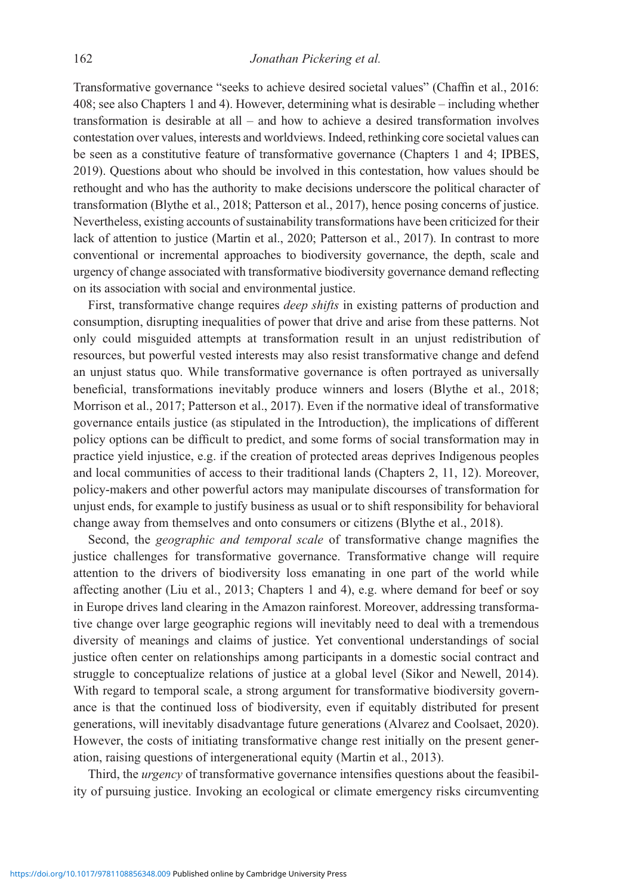Transformative governance "seeks to achieve desired societal values" (Chaffin et al., 2016: 408; see also Chapters 1 and 4). However, determining what is desirable – including whether transformation is desirable at all – and how to achieve a desired transformation involves contestation over values, interests and worldviews. Indeed, rethinking core societal values can be seen as a constitutive feature of transformative governance (Chapters 1 and 4; IPBES, 2019). Questions about who should be involved in this contestation, how values should be rethought and who has the authority to make decisions underscore the political character of transformation (Blythe et al., 2018; Patterson et al., 2017), hence posing concerns of justice. Nevertheless, existing accounts of sustainability transformations have been criticized for their lack of attention to justice (Martin et al., 2020; Patterson et al., 2017). In contrast to more conventional or incremental approaches to biodiversity governance, the depth, scale and urgency of change associated with transformative biodiversity governance demand reflecting on its association with social and environmental justice.

First, transformative change requires *deep shifts* in existing patterns of production and consumption, disrupting inequalities of power that drive and arise from these patterns. Not only could misguided attempts at transformation result in an unjust redistribution of resources, but powerful vested interests may also resist transformative change and defend an unjust status quo. While transformative governance is often portrayed as universally beneficial, transformations inevitably produce winners and losers (Blythe et al., 2018; Morrison et al., 2017; Patterson et al., 2017). Even if the normative ideal of transformative governance entails justice (as stipulated in the Introduction), the implications of different policy options can be difficult to predict, and some forms of social transformation may in practice yield injustice, e.g. if the creation of protected areas deprives Indigenous peoples and local communities of access to their traditional lands (Chapters 2, 11, 12). Moreover, policy-makers and other powerful actors may manipulate discourses of transformation for unjust ends, for example to justify business as usual or to shift responsibility for behavioral change away from themselves and onto consumers or citizens (Blythe et al., 2018).

Second, the *geographic and temporal scale* of transformative change magnifies the justice challenges for transformative governance. Transformative change will require attention to the drivers of biodiversity loss emanating in one part of the world while affecting another (Liu et al., 2013; Chapters 1 and 4), e.g. where demand for beef or soy in Europe drives land clearing in the Amazon rainforest. Moreover, addressing transformative change over large geographic regions will inevitably need to deal with a tremendous diversity of meanings and claims of justice. Yet conventional understandings of social justice often center on relationships among participants in a domestic social contract and struggle to conceptualize relations of justice at a global level (Sikor and Newell, 2014). With regard to temporal scale, a strong argument for transformative biodiversity governance is that the continued loss of biodiversity, even if equitably distributed for present generations, will inevitably disadvantage future generations (Alvarez and Coolsaet, 2020). However, the costs of initiating transformative change rest initially on the present generation, raising questions of intergenerational equity (Martin et al., 2013).

Third, the *urgency* of transformative governance intensifies questions about the feasibility of pursuing justice. Invoking an ecological or climate emergency risks circumventing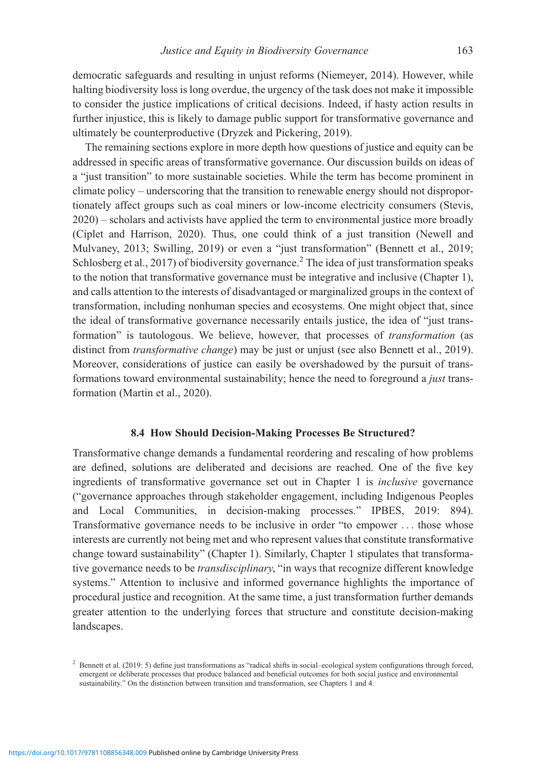democratic safeguards and resulting in unjust reforms (Niemeyer, 2014). However, while halting biodiversity loss is long overdue, the urgency of the task does not make it impossible to consider the justice implications of critical decisions. Indeed, if hasty action results in further injustice, this is likely to damage public support for transformative governance and ultimately be counterproductive (Dryzek and Pickering, 2019).

The remaining sections explore in more depth how questions of justice and equity can be addressed in specific areas of transformative governance. Our discussion builds on ideas of a "just transition" to more sustainable societies. While the term has become prominent in climate policy – underscoring that the transition to renewable energy should not disproportionately affect groups such as coal miners or low-income electricity consumers (Stevis, 2020) – scholars and activists have applied the term to environmental justice more broadly (Ciplet and Harrison, 2020). Thus, one could think of a just transition (Newell and Mulvaney, 2013; Swilling, 2019) or even a "just transformation" (Bennett et al., 2019; Schlosberg et al., 2017) of biodiversity governance.[2] The idea of just transformation speaks to the notion that transformative governance must be integrative and inclusive (Chapter 1), and calls attention to the interests of disadvantaged or marginalized groups in the context of transformation, including nonhuman species and ecosystems. One might object that, since the ideal of transformative governance necessarily entails justice, the idea of "just transformation" is tautologous. We believe, however, that processes of *transformation* (as distinct from *transformative change*) may be just or unjust (see also Bennett et al., 2019). Moreover, considerations of justice can easily be overshadowed by the pursuit of transformations toward environmental sustainability; hence the need to foreground a *just* transformation (Martin et al., 2020).

## 8.4 How Should Decision-Making Processes Be Structured?

Transformative change demands a fundamental reordering and rescaling of how problems are defined, solutions are deliberated and decisions are reached. One of the five key ingredients of transformative governance set out in Chapter 1 is *inclusive* governance ("governance approaches through stakeholder engagement, including Indigenous Peoples and Local Communities, in decision-making processes." IPBES, 2019: 894). Transformative governance needs to be inclusive in order "to empower . . . those whose interests are currently not being met and who represent values that constitute transformative change toward sustainability" (Chapter 1). Similarly, Chapter 1 stipulates that transformative governance needs to be *transdisciplinary*, "in ways that recognize different knowledge systems." Attention to inclusive and informed governance highlights the importance of procedural justice and recognition. At the same time, a just transformation further demands greater attention to the underlying forces that structure and constitute decision-making landscapes.

[2] Bennett et al. (2019: 5) define just transformations as "radical shifts in social–ecological system configurations through forced, emergent or deliberate processes that produce balanced and beneficial outcomes for both social justice and environmental sustainability." On the distinction between transition and transformation, see Chapters 1 and 4.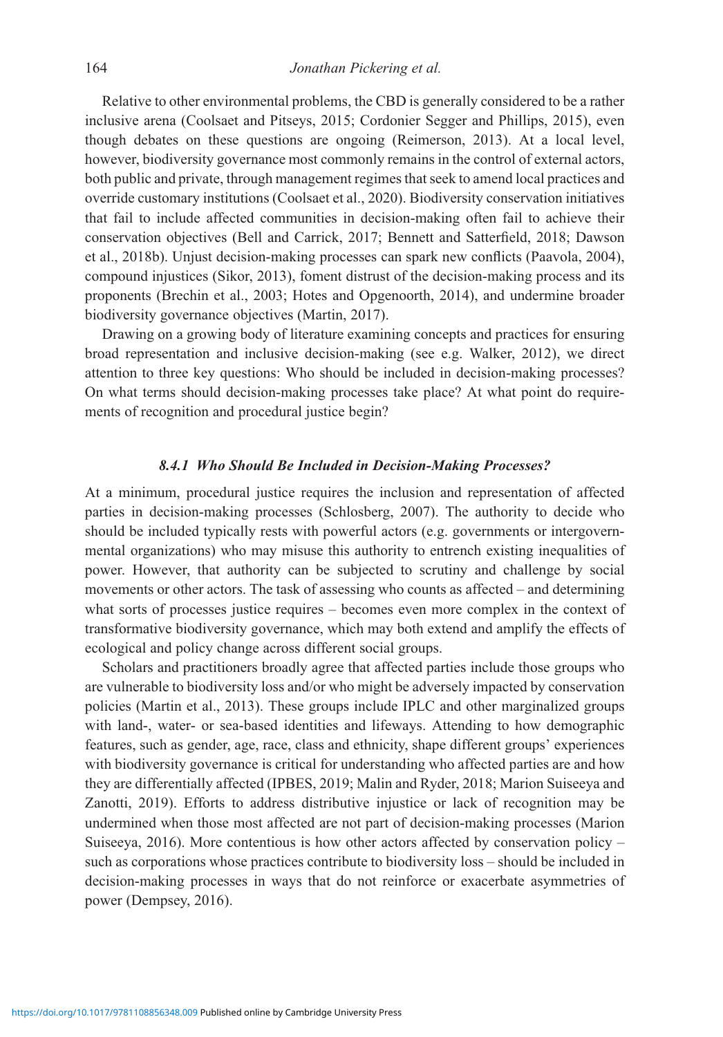Relative to other environmental problems, the CBD is generally considered to be a rather inclusive arena (Coolsaet and Pitseys, 2015; Cordonier Segger and Phillips, 2015), even though debates on these questions are ongoing (Reimerson, 2013). At a local level, however, biodiversity governance most commonly remains in the control of external actors, both public and private, through management regimes that seek to amend local practices and override customary institutions (Coolsaet et al., 2020). Biodiversity conservation initiatives that fail to include affected communities in decision-making often fail to achieve their conservation objectives (Bell and Carrick, 2017; Bennett and Satterfield, 2018; Dawson et al., 2018b). Unjust decision-making processes can spark new conflicts (Paavola, 2004), compound injustices (Sikor, 2013), foment distrust of the decision-making process and its proponents (Brechin et al., 2003; Hotes and Opgenoorth, 2014), and undermine broader biodiversity governance objectives (Martin, 2017).

Drawing on a growing body of literature examining concepts and practices for ensuring broad representation and inclusive decision-making (see e.g. Walker, 2012), we direct attention to three key questions: Who should be included in decision-making processes? On what terms should decision-making processes take place? At what point do requirements of recognition and procedural justice begin?

### *8.4.1 Who Should Be Included in Decision-Making Processes?*

At a minimum, procedural justice requires the inclusion and representation of affected parties in decision-making processes (Schlosberg, 2007). The authority to decide who should be included typically rests with powerful actors (e.g. governments or intergovernmental organizations) who may misuse this authority to entrench existing inequalities of power. However, that authority can be subjected to scrutiny and challenge by social movements or other actors. The task of assessing who counts as affected – and determining what sorts of processes justice requires – becomes even more complex in the context of transformative biodiversity governance, which may both extend and amplify the effects of ecological and policy change across different social groups.

Scholars and practitioners broadly agree that affected parties include those groups who are vulnerable to biodiversity loss and/or who might be adversely impacted by conservation policies (Martin et al., 2013). These groups include IPLC and other marginalized groups with land-, water- or sea-based identities and lifeways. Attending to how demographic features, such as gender, age, race, class and ethnicity, shape different groups' experiences with biodiversity governance is critical for understanding who affected parties are and how they are differentially affected (IPBES, 2019; Malin and Ryder, 2018; Marion Suiseeya and Zanotti, 2019). Efforts to address distributive injustice or lack of recognition may be undermined when those most affected are not part of decision-making processes (Marion Suiseeya, 2016). More contentious is how other actors affected by conservation policy – such as corporations whose practices contribute to biodiversity loss – should be included in decision-making processes in ways that do not reinforce or exacerbate asymmetries of power (Dempsey, 2016).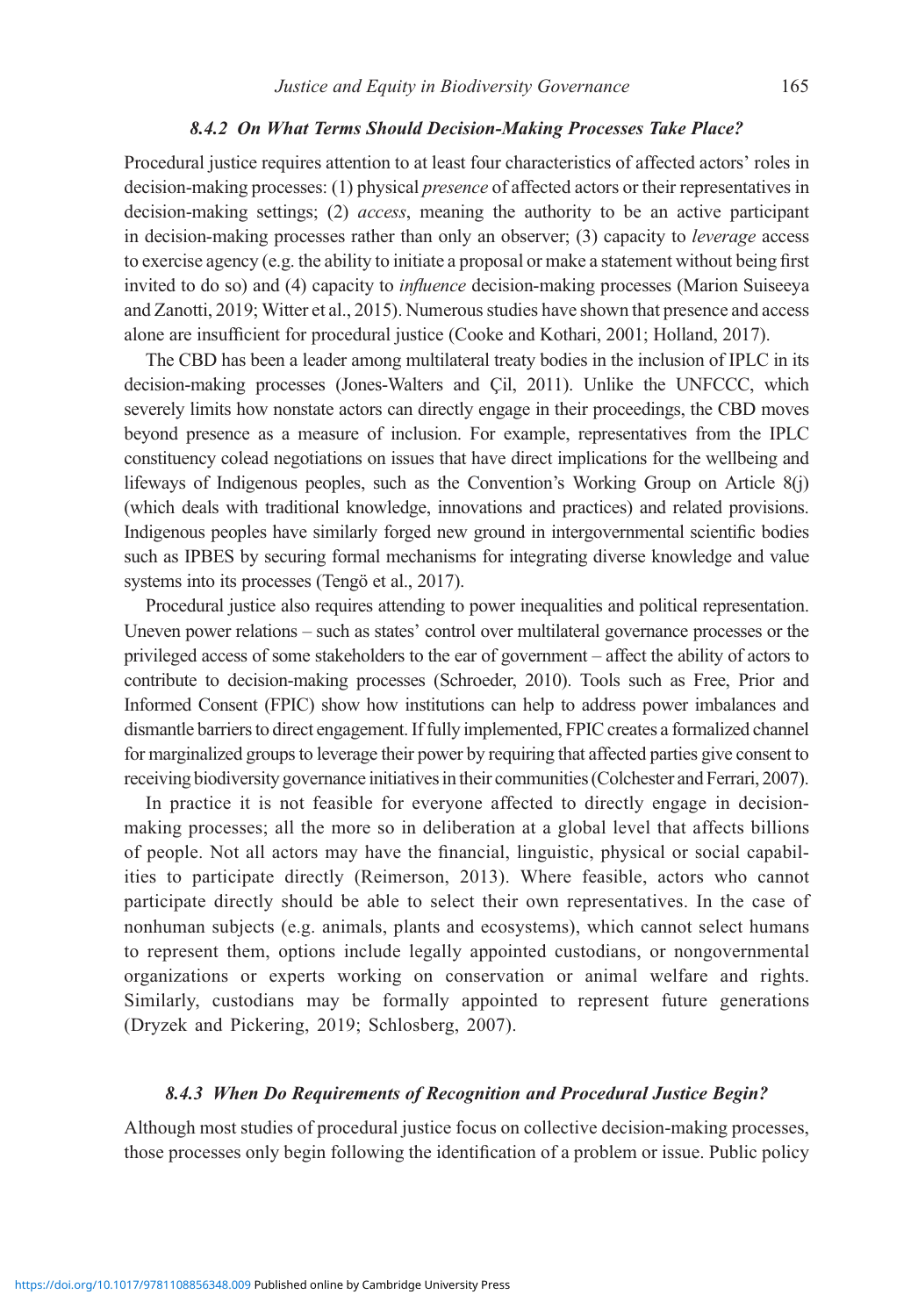### *8.4.2 On What Terms Should Decision-Making Processes Take Place?*

Procedural justice requires attention to at least four characteristics of affected actors' roles in decision-making processes: (1) physical *presence* of affected actors or their representatives in decision-making settings; (2) *access*, meaning the authority to be an active participant in decision-making processes rather than only an observer; (3) capacity to *leverage* access to exercise agency (e.g. the ability to initiate a proposal or make a statement without being first invited to do so) and (4) capacity to *influence* decision-making processes (Marion Suiseeya and Zanotti, 2019; Witter et al., 2015). Numerous studies have shown that presence and access alone are insufficient for procedural justice (Cooke and Kothari, 2001; Holland, 2017).

The CBD has been a leader among multilateral treaty bodies in the inclusion of IPLC in its decision-making processes (Jones-Walters and Çil, 2011). Unlike the UNFCCC, which severely limits how nonstate actors can directly engage in their proceedings, the CBD moves beyond presence as a measure of inclusion. For example, representatives from the IPLC constituency colead negotiations on issues that have direct implications for the wellbeing and lifeways of Indigenous peoples, such as the Convention's Working Group on Article 8(j) (which deals with traditional knowledge, innovations and practices) and related provisions. Indigenous peoples have similarly forged new ground in intergovernmental scientific bodies such as IPBES by securing formal mechanisms for integrating diverse knowledge and value systems into its processes (Tengö et al., 2017).

Procedural justice also requires attending to power inequalities and political representation. Uneven power relations – such as states' control over multilateral governance processes or the privileged access of some stakeholders to the ear of government – affect the ability of actors to contribute to decision-making processes (Schroeder, 2010). Tools such as Free, Prior and Informed Consent (FPIC) show how institutions can help to address power imbalances and dismantle barriers to direct engagement. If fully implemented, FPIC creates a formalized channel for marginalized groups to leverage their power by requiring that affected parties give consent to receiving biodiversity governance initiatives in their communities (Colchester and Ferrari, 2007).

In practice it is not feasible for everyone affected to directly engage in decision-making processes; all the more so in deliberation at a global level that affects billions of people. Not all actors may have the financial, linguistic, physical or social capabilities to participate directly (Reimerson, 2013). Where feasible, actors who cannot participate directly should be able to select their own representatives. In the case of nonhuman subjects (e.g. animals, plants and ecosystems), which cannot select humans to represent them, options include legally appointed custodians, or nongovernmental organizations or experts working on conservation or animal welfare and rights. Similarly, custodians may be formally appointed to represent future generations (Dryzek and Pickering, 2019; Schlosberg, 2007).

### *8.4.3 When Do Requirements of Recognition and Procedural Justice Begin?*

Although most studies of procedural justice focus on collective decision-making processes, those processes only begin following the identification of a problem or issue. Public policy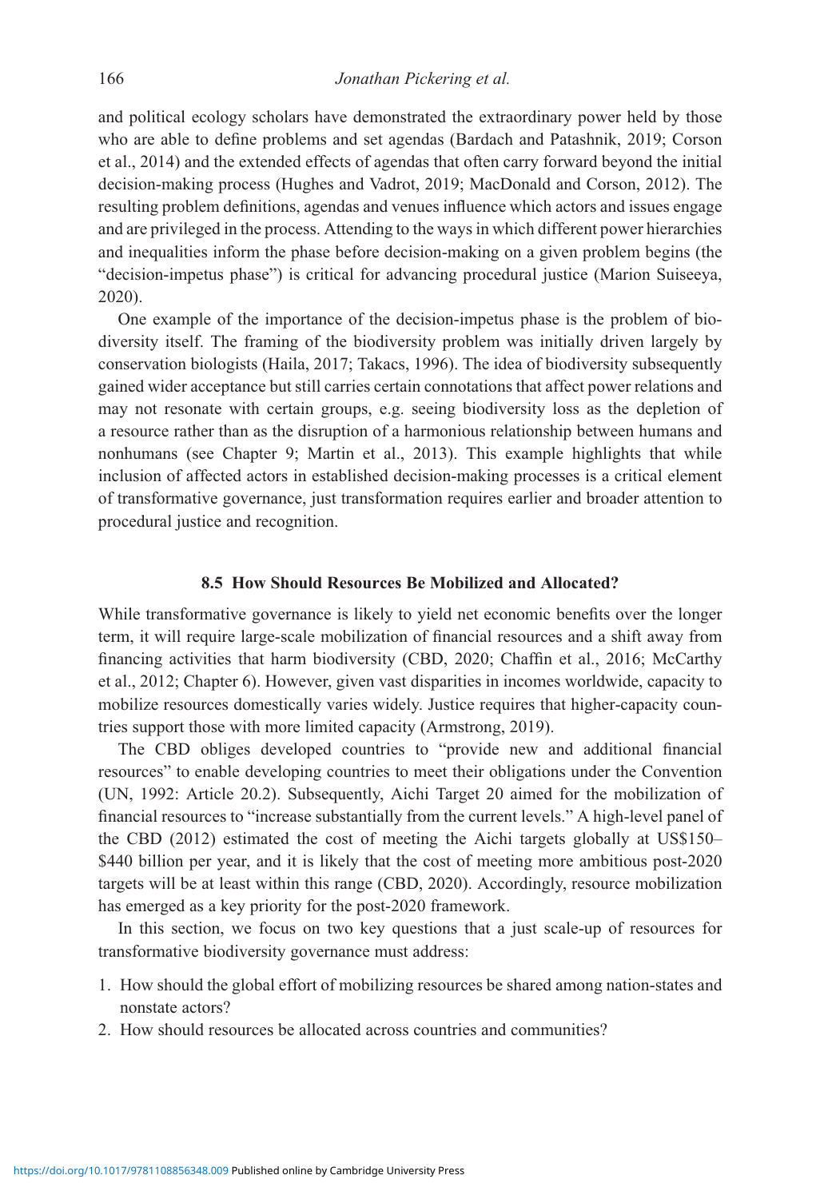and political ecology scholars have demonstrated the extraordinary power held by those who are able to define problems and set agendas (Bardach and Patashnik, 2019; Corson et al., 2014) and the extended effects of agendas that often carry forward beyond the initial decision-making process (Hughes and Vadrot, 2019; MacDonald and Corson, 2012). The resulting problem definitions, agendas and venues influence which actors and issues engage and are privileged in the process. Attending to the ways in which different power hierarchies and inequalities inform the phase before decision-making on a given problem begins (the "decision-impetus phase") is critical for advancing procedural justice (Marion Suiseeya, 2020).

One example of the importance of the decision-impetus phase is the problem of biodiversity itself. The framing of the biodiversity problem was initially driven largely by conservation biologists (Haila, 2017; Takacs, 1996). The idea of biodiversity subsequently gained wider acceptance but still carries certain connotations that affect power relations and may not resonate with certain groups, e.g. seeing biodiversity loss as the depletion of a resource rather than as the disruption of a harmonious relationship between humans and nonhumans (see Chapter 9; Martin et al., 2013). This example highlights that while inclusion of affected actors in established decision-making processes is a critical element of transformative governance, just transformation requires earlier and broader attention to procedural justice and recognition.

## 8.5 How Should Resources Be Mobilized and Allocated?

While transformative governance is likely to yield net economic benefits over the longer term, it will require large-scale mobilization of financial resources and a shift away from financing activities that harm biodiversity (CBD, 2020; Chaffin et al., 2016; McCarthy et al., 2012; Chapter 6). However, given vast disparities in incomes worldwide, capacity to mobilize resources domestically varies widely. Justice requires that higher-capacity countries support those with more limited capacity (Armstrong, 2019).

The CBD obliges developed countries to "provide new and additional financial resources" to enable developing countries to meet their obligations under the Convention (UN, 1992: Article 20.2). Subsequently, Aichi Target 20 aimed for the mobilization of financial resources to "increase substantially from the current levels." A high-level panel of the CBD (2012) estimated the cost of meeting the Aichi targets globally at US$150–$440 billion per year, and it is likely that the cost of meeting more ambitious post-2020 targets will be at least within this range (CBD, 2020). Accordingly, resource mobilization has emerged as a key priority for the post-2020 framework.

In this section, we focus on two key questions that a just scale-up of resources for transformative biodiversity governance must address:

1. How should the global effort of mobilizing resources be shared among nation-states and nonstate actors?
2. How should resources be allocated across countries and communities?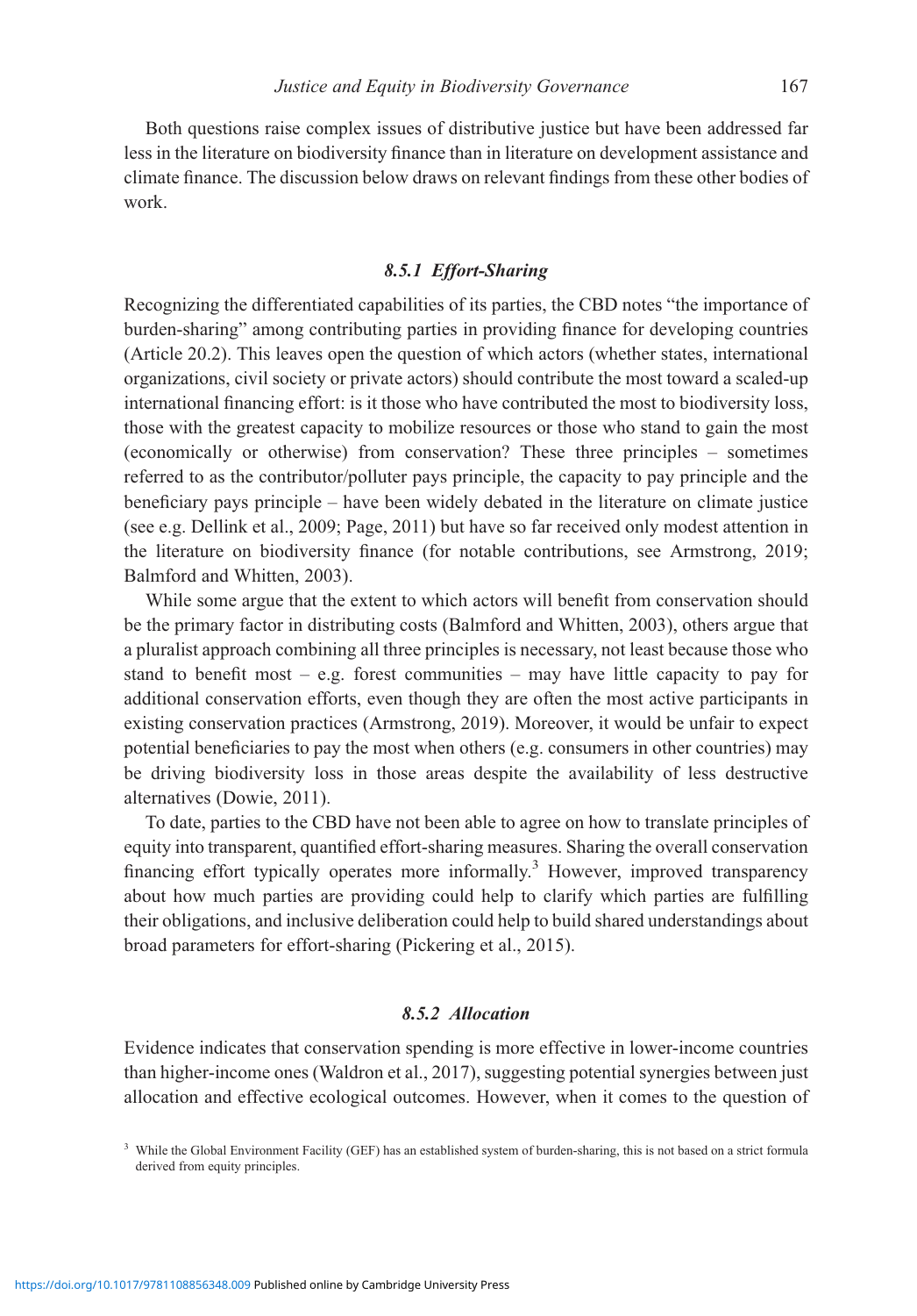Both questions raise complex issues of distributive justice but have been addressed far less in the literature on biodiversity finance than in literature on development assistance and climate finance. The discussion below draws on relevant findings from these other bodies of work.

### *8.5.1 Effort-Sharing*

Recognizing the differentiated capabilities of its parties, the CBD notes "the importance of burden-sharing" among contributing parties in providing finance for developing countries (Article 20.2). This leaves open the question of which actors (whether states, international organizations, civil society or private actors) should contribute the most toward a scaled-up international financing effort: is it those who have contributed the most to biodiversity loss, those with the greatest capacity to mobilize resources or those who stand to gain the most (economically or otherwise) from conservation? These three principles – sometimes referred to as the contributor/polluter pays principle, the capacity to pay principle and the beneficiary pays principle – have been widely debated in the literature on climate justice (see e.g. Dellink et al., 2009; Page, 2011) but have so far received only modest attention in the literature on biodiversity finance (for notable contributions, see Armstrong, 2019; Balmford and Whitten, 2003).

While some argue that the extent to which actors will benefit from conservation should be the primary factor in distributing costs (Balmford and Whitten, 2003), others argue that a pluralist approach combining all three principles is necessary, not least because those who stand to benefit most – e.g. forest communities – may have little capacity to pay for additional conservation efforts, even though they are often the most active participants in existing conservation practices (Armstrong, 2019). Moreover, it would be unfair to expect potential beneficiaries to pay the most when others (e.g. consumers in other countries) may be driving biodiversity loss in those areas despite the availability of less destructive alternatives (Dowie, 2011).

To date, parties to the CBD have not been able to agree on how to translate principles of equity into transparent, quantified effort-sharing measures. Sharing the overall conservation financing effort typically operates more informally.[3] However, improved transparency about how much parties are providing could help to clarify which parties are fulfilling their obligations, and inclusive deliberation could help to build shared understandings about broad parameters for effort-sharing (Pickering et al., 2015).

### *8.5.2 Allocation*

Evidence indicates that conservation spending is more effective in lower-income countries than higher-income ones (Waldron et al., 2017), suggesting potential synergies between just allocation and effective ecological outcomes. However, when it comes to the question of

[3] While the Global Environment Facility (GEF) has an established system of burden-sharing, this is not based on a strict formula derived from equity principles.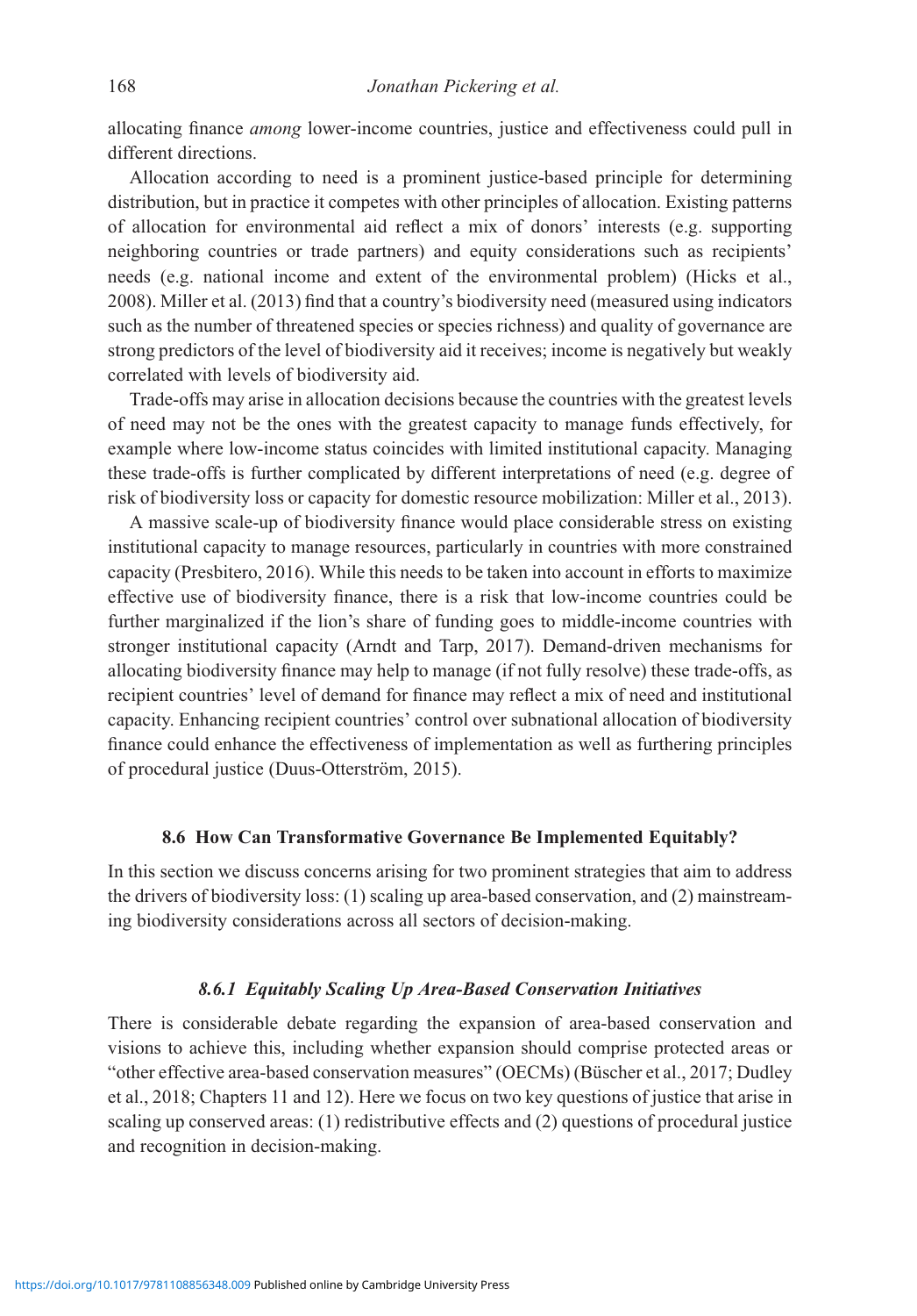allocating finance *among* lower-income countries, justice and effectiveness could pull in different directions.

Allocation according to need is a prominent justice-based principle for determining distribution, but in practice it competes with other principles of allocation. Existing patterns of allocation for environmental aid reflect a mix of donors' interests (e.g. supporting neighboring countries or trade partners) and equity considerations such as recipients' needs (e.g. national income and extent of the environmental problem) (Hicks et al., 2008). Miller et al. (2013) find that a country's biodiversity need (measured using indicators such as the number of threatened species or species richness) and quality of governance are strong predictors of the level of biodiversity aid it receives; income is negatively but weakly correlated with levels of biodiversity aid.

Trade-offs may arise in allocation decisions because the countries with the greatest levels of need may not be the ones with the greatest capacity to manage funds effectively, for example where low-income status coincides with limited institutional capacity. Managing these trade-offs is further complicated by different interpretations of need (e.g. degree of risk of biodiversity loss or capacity for domestic resource mobilization: Miller et al., 2013).

A massive scale-up of biodiversity finance would place considerable stress on existing institutional capacity to manage resources, particularly in countries with more constrained capacity (Presbitero, 2016). While this needs to be taken into account in efforts to maximize effective use of biodiversity finance, there is a risk that low-income countries could be further marginalized if the lion's share of funding goes to middle-income countries with stronger institutional capacity (Arndt and Tarp, 2017). Demand-driven mechanisms for allocating biodiversity finance may help to manage (if not fully resolve) these trade-offs, as recipient countries' level of demand for finance may reflect a mix of need and institutional capacity. Enhancing recipient countries' control over subnational allocation of biodiversity finance could enhance the effectiveness of implementation as well as furthering principles of procedural justice (Duus-Otterström, 2015).

## 8.6 How Can Transformative Governance Be Implemented Equitably?

In this section we discuss concerns arising for two prominent strategies that aim to address the drivers of biodiversity loss: (1) scaling up area-based conservation, and (2) mainstreaming biodiversity considerations across all sectors of decision-making.

### *8.6.1 Equitably Scaling Up Area-Based Conservation Initiatives*

There is considerable debate regarding the expansion of area-based conservation and visions to achieve this, including whether expansion should comprise protected areas or "other effective area-based conservation measures" (OECMs) (Büscher et al., 2017; Dudley et al., 2018; Chapters 11 and 12). Here we focus on two key questions of justice that arise in scaling up conserved areas: (1) redistributive effects and (2) questions of procedural justice and recognition in decision-making.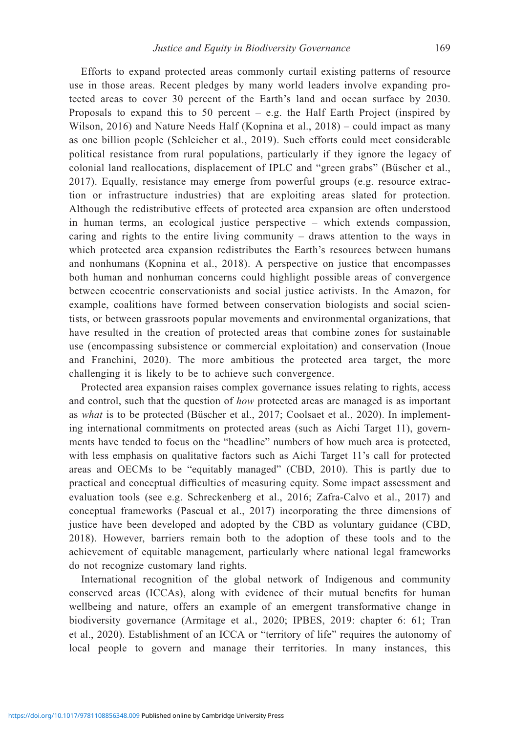Efforts to expand protected areas commonly curtail existing patterns of resource use in those areas. Recent pledges by many world leaders involve expanding protected areas to cover 30 percent of the Earth's land and ocean surface by 2030. Proposals to expand this to 50 percent – e.g. the Half Earth Project (inspired by Wilson, 2016) and Nature Needs Half (Kopnina et al., 2018) – could impact as many as one billion people (Schleicher et al., 2019). Such efforts could meet considerable political resistance from rural populations, particularly if they ignore the legacy of colonial land reallocations, displacement of IPLC and "green grabs" (Büscher et al., 2017). Equally, resistance may emerge from powerful groups (e.g. resource extraction or infrastructure industries) that are exploiting areas slated for protection. Although the redistributive effects of protected area expansion are often understood in human terms, an ecological justice perspective – which extends compassion, caring and rights to the entire living community – draws attention to the ways in which protected area expansion redistributes the Earth's resources between humans and nonhumans (Kopnina et al., 2018). A perspective on justice that encompasses both human and nonhuman concerns could highlight possible areas of convergence between ecocentric conservationists and social justice activists. In the Amazon, for example, coalitions have formed between conservation biologists and social scientists, or between grassroots popular movements and environmental organizations, that have resulted in the creation of protected areas that combine zones for sustainable use (encompassing subsistence or commercial exploitation) and conservation (Inoue and Franchini, 2020). The more ambitious the protected area target, the more challenging it is likely to be to achieve such convergence.

Protected area expansion raises complex governance issues relating to rights, access and control, such that the question of *how* protected areas are managed is as important as *what* is to be protected (Büscher et al., 2017; Coolsaet et al., 2020). In implementing international commitments on protected areas (such as Aichi Target 11), governments have tended to focus on the "headline" numbers of how much area is protected, with less emphasis on qualitative factors such as Aichi Target 11's call for protected areas and OECMs to be "equitably managed" (CBD, 2010). This is partly due to practical and conceptual difficulties of measuring equity. Some impact assessment and evaluation tools (see e.g. Schreckenberg et al., 2016; Zafra-Calvo et al., 2017) and conceptual frameworks (Pascual et al., 2017) incorporating the three dimensions of justice have been developed and adopted by the CBD as voluntary guidance (CBD, 2018). However, barriers remain both to the adoption of these tools and to the achievement of equitable management, particularly where national legal frameworks do not recognize customary land rights.

International recognition of the global network of Indigenous and community conserved areas (ICCAs), along with evidence of their mutual benefits for human wellbeing and nature, offers an example of an emergent transformative change in biodiversity governance (Armitage et al., 2020; IPBES, 2019: chapter 6: 61; Tran et al., 2020). Establishment of an ICCA or "territory of life" requires the autonomy of local people to govern and manage their territories. In many instances, this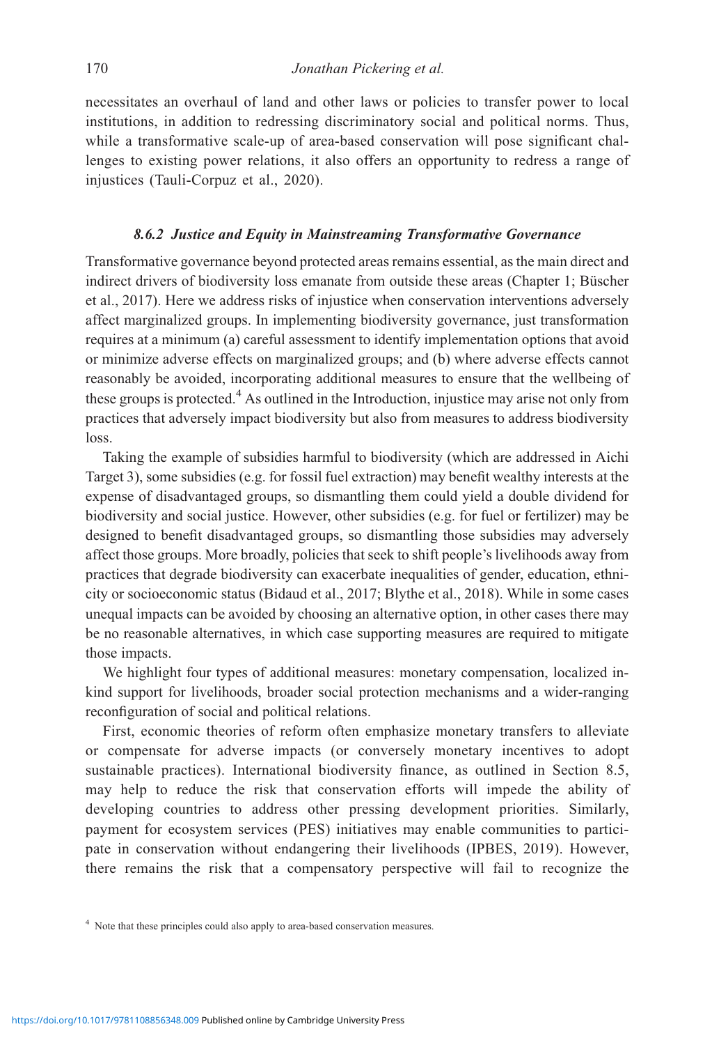necessitates an overhaul of land and other laws or policies to transfer power to local institutions, in addition to redressing discriminatory social and political norms. Thus, while a transformative scale-up of area-based conservation will pose significant challenges to existing power relations, it also offers an opportunity to redress a range of injustices (Tauli-Corpuz et al., 2020).

### *8.6.2 Justice and Equity in Mainstreaming Transformative Governance*

Transformative governance beyond protected areas remains essential, as the main direct and indirect drivers of biodiversity loss emanate from outside these areas (Chapter 1; Büscher et al., 2017). Here we address risks of injustice when conservation interventions adversely affect marginalized groups. In implementing biodiversity governance, just transformation requires at a minimum (a) careful assessment to identify implementation options that avoid or minimize adverse effects on marginalized groups; and (b) where adverse effects cannot reasonably be avoided, incorporating additional measures to ensure that the wellbeing of these groups is protected.[4] As outlined in the Introduction, injustice may arise not only from practices that adversely impact biodiversity but also from measures to address biodiversity loss.

Taking the example of subsidies harmful to biodiversity (which are addressed in Aichi Target 3), some subsidies (e.g. for fossil fuel extraction) may benefit wealthy interests at the expense of disadvantaged groups, so dismantling them could yield a double dividend for biodiversity and social justice. However, other subsidies (e.g. for fuel or fertilizer) may be designed to benefit disadvantaged groups, so dismantling those subsidies may adversely affect those groups. More broadly, policies that seek to shift people's livelihoods away from practices that degrade biodiversity can exacerbate inequalities of gender, education, ethnicity or socioeconomic status (Bidaud et al., 2017; Blythe et al., 2018). While in some cases unequal impacts can be avoided by choosing an alternative option, in other cases there may be no reasonable alternatives, in which case supporting measures are required to mitigate those impacts.

We highlight four types of additional measures: monetary compensation, localized in-kind support for livelihoods, broader social protection mechanisms and a wider-ranging reconfiguration of social and political relations.

First, economic theories of reform often emphasize monetary transfers to alleviate or compensate for adverse impacts (or conversely monetary incentives to adopt sustainable practices). International biodiversity finance, as outlined in Section 8.5, may help to reduce the risk that conservation efforts will impede the ability of developing countries to address other pressing development priorities. Similarly, payment for ecosystem services (PES) initiatives may enable communities to participate in conservation without endangering their livelihoods (IPBES, 2019). However, there remains the risk that a compensatory perspective will fail to recognize the

[4] Note that these principles could also apply to area-based conservation measures.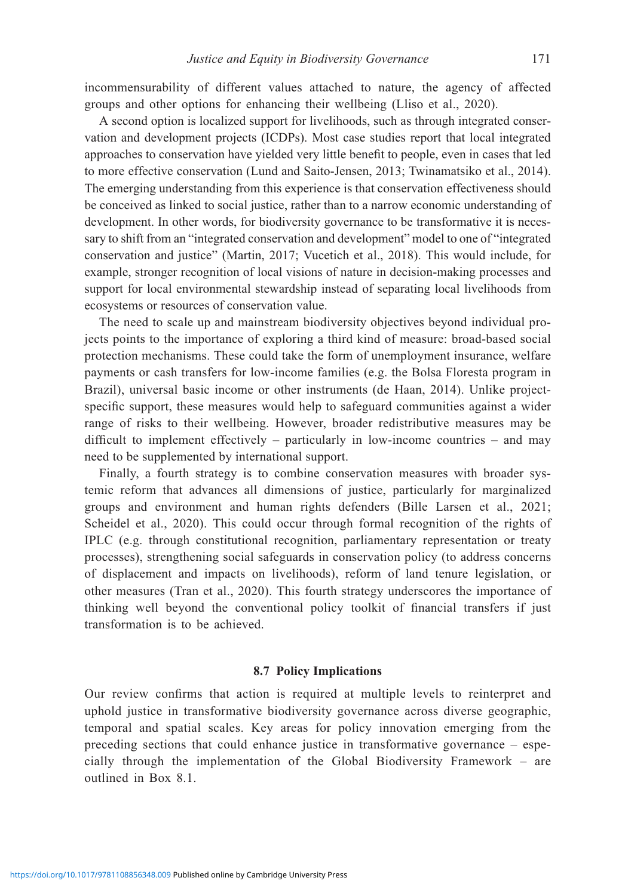incommensurability of different values attached to nature, the agency of affected groups and other options for enhancing their wellbeing (Lliso et al., 2020).

A second option is localized support for livelihoods, such as through integrated conservation and development projects (ICDPs). Most case studies report that local integrated approaches to conservation have yielded very little benefit to people, even in cases that led to more effective conservation (Lund and Saito-Jensen, 2013; Twinamatsiko et al., 2014). The emerging understanding from this experience is that conservation effectiveness should be conceived as linked to social justice, rather than to a narrow economic understanding of development. In other words, for biodiversity governance to be transformative it is necessary to shift from an "integrated conservation and development" model to one of "integrated conservation and justice" (Martin, 2017; Vucetich et al., 2018). This would include, for example, stronger recognition of local visions of nature in decision-making processes and support for local environmental stewardship instead of separating local livelihoods from ecosystems or resources of conservation value.

The need to scale up and mainstream biodiversity objectives beyond individual projects points to the importance of exploring a third kind of measure: broad-based social protection mechanisms. These could take the form of unemployment insurance, welfare payments or cash transfers for low-income families (e.g. the Bolsa Floresta program in Brazil), universal basic income or other instruments (de Haan, 2014). Unlike project-specific support, these measures would help to safeguard communities against a wider range of risks to their wellbeing. However, broader redistributive measures may be difficult to implement effectively – particularly in low-income countries – and may need to be supplemented by international support.

Finally, a fourth strategy is to combine conservation measures with broader systemic reform that advances all dimensions of justice, particularly for marginalized groups and environment and human rights defenders (Bille Larsen et al., 2021; Scheidel et al., 2020). This could occur through formal recognition of the rights of IPLC (e.g. through constitutional recognition, parliamentary representation or treaty processes), strengthening social safeguards in conservation policy (to address concerns of displacement and impacts on livelihoods), reform of land tenure legislation, or other measures (Tran et al., 2020). This fourth strategy underscores the importance of thinking well beyond the conventional policy toolkit of financial transfers if just transformation is to be achieved.

## 8.7 Policy Implications

Our review confirms that action is required at multiple levels to reinterpret and uphold justice in transformative biodiversity governance across diverse geographic, temporal and spatial scales. Key areas for policy innovation emerging from the preceding sections that could enhance justice in transformative governance – especially through the implementation of the Global Biodiversity Framework – are outlined in Box 8.1.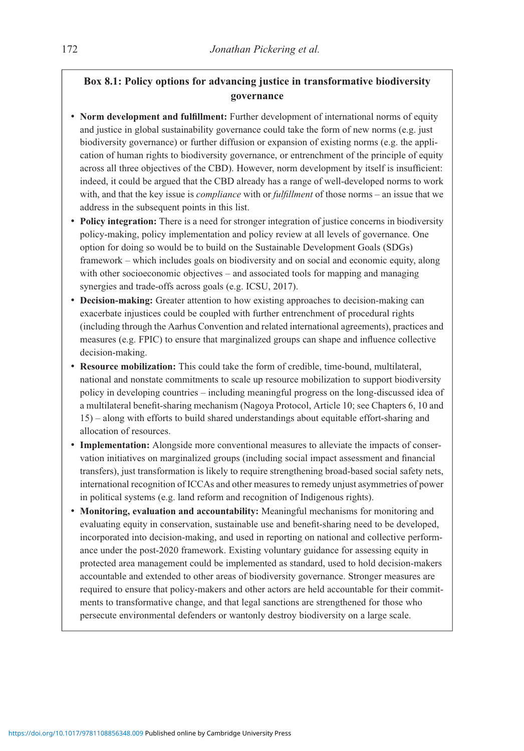**Box 8.1: Policy options for advancing justice in transformative biodiversity governance**

- **Norm development and fulfillment:** Further development of international norms of equity and justice in global sustainability governance could take the form of new norms (e.g. just biodiversity governance) or further diffusion or expansion of existing norms (e.g. the application of human rights to biodiversity governance, or entrenchment of the principle of equity across all three objectives of the CBD). However, norm development by itself is insufficient: indeed, it could be argued that the CBD already has a range of well-developed norms to work with, and that the key issue is *compliance* with or *fulfillment* of those norms – an issue that we address in the subsequent points in this list.
- **Policy integration:** There is a need for stronger integration of justice concerns in biodiversity policy-making, policy implementation and policy review at all levels of governance. One option for doing so would be to build on the Sustainable Development Goals (SDGs) framework – which includes goals on biodiversity and on social and economic equity, along with other socioeconomic objectives – and associated tools for mapping and managing synergies and trade-offs across goals (e.g. ICSU, 2017).
- **Decision-making:** Greater attention to how existing approaches to decision-making can exacerbate injustices could be coupled with further entrenchment of procedural rights (including through the Aarhus Convention and related international agreements), practices and measures (e.g. FPIC) to ensure that marginalized groups can shape and influence collective decision-making.
- **Resource mobilization:** This could take the form of credible, time-bound, multilateral, national and nonstate commitments to scale up resource mobilization to support biodiversity policy in developing countries – including meaningful progress on the long-discussed idea of a multilateral benefit-sharing mechanism (Nagoya Protocol, Article 10; see Chapters 6, 10 and 15) – along with efforts to build shared understandings about equitable effort-sharing and allocation of resources.
- **Implementation:** Alongside more conventional measures to alleviate the impacts of conservation initiatives on marginalized groups (including social impact assessment and financial transfers), just transformation is likely to require strengthening broad-based social safety nets, international recognition of ICCAs and other measures to remedy unjust asymmetries of power in political systems (e.g. land reform and recognition of Indigenous rights).
- **Monitoring, evaluation and accountability:** Meaningful mechanisms for monitoring and evaluating equity in conservation, sustainable use and benefit-sharing need to be developed, incorporated into decision-making, and used in reporting on national and collective performance under the post-2020 framework. Existing voluntary guidance for assessing equity in protected area management could be implemented as standard, used to hold decision-makers accountable and extended to other areas of biodiversity governance. Stronger measures are required to ensure that policy-makers and other actors are held accountable for their commitments to transformative change, and that legal sanctions are strengthened for those who persecute environmental defenders or wantonly destroy biodiversity on a large scale.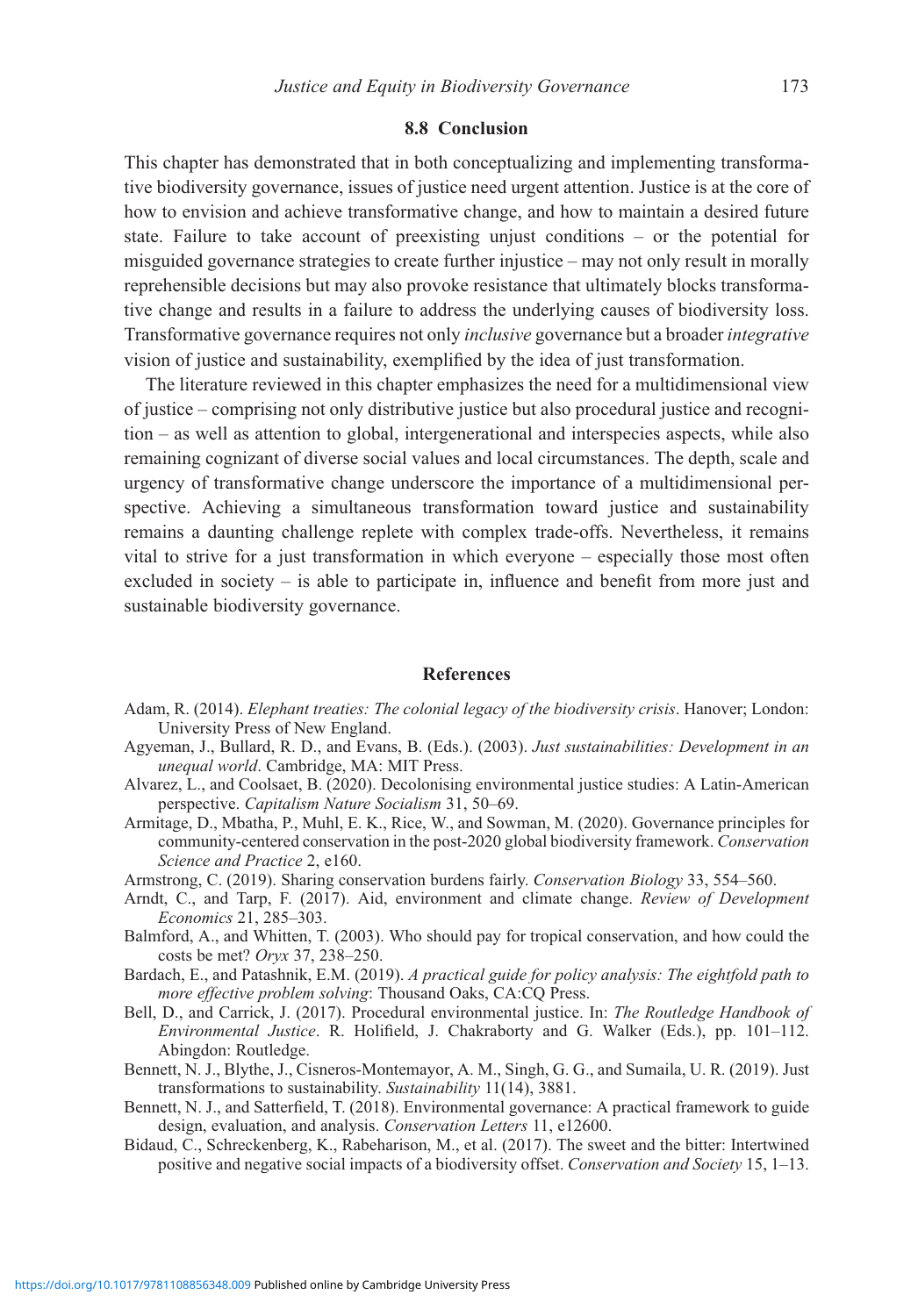## 8.8 Conclusion

This chapter has demonstrated that in both conceptualizing and implementing transformative biodiversity governance, issues of justice need urgent attention. Justice is at the core of how to envision and achieve transformative change, and how to maintain a desired future state. Failure to take account of preexisting unjust conditions – or the potential for misguided governance strategies to create further injustice – may not only result in morally reprehensible decisions but may also provoke resistance that ultimately blocks transformative change and results in a failure to address the underlying causes of biodiversity loss. Transformative governance requires not only *inclusive* governance but a broader *integrative* vision of justice and sustainability, exemplified by the idea of just transformation.

The literature reviewed in this chapter emphasizes the need for a multidimensional view of justice – comprising not only distributive justice but also procedural justice and recognition – as well as attention to global, intergenerational and interspecies aspects, while also remaining cognizant of diverse social values and local circumstances. The depth, scale and urgency of transformative change underscore the importance of a multidimensional perspective. Achieving a simultaneous transformation toward justice and sustainability remains a daunting challenge replete with complex trade-offs. Nevertheless, it remains vital to strive for a just transformation in which everyone – especially those most often excluded in society – is able to participate in, influence and benefit from more just and sustainable biodiversity governance.

## References

Adam, R. (2014). *Elephant treaties: The colonial legacy of the biodiversity crisis*. Hanover; London: University Press of New England.

Agyeman, J., Bullard, R. D., and Evans, B. (Eds.). (2003). *Just sustainabilities: Development in an unequal world*. Cambridge, MA: MIT Press.

Alvarez, L., and Coolsaet, B. (2020). Decolonising environmental justice studies: A Latin-American perspective. *Capitalism Nature Socialism* 31, 50–69.

Armitage, D., Mbatha, P., Muhl, E. K., Rice, W., and Sowman, M. (2020). Governance principles for community-centered conservation in the post-2020 global biodiversity framework. *Conservation Science and Practice* 2, e160.

Armstrong, C. (2019). Sharing conservation burdens fairly. *Conservation Biology* 33, 554–560.

Arndt, C., and Tarp, F. (2017). Aid, environment and climate change. *Review of Development Economics* 21, 285–303.

Balmford, A., and Whitten, T. (2003). Who should pay for tropical conservation, and how could the costs be met? *Oryx* 37, 238–250.

Bardach, E., and Patashnik, E.M. (2019). *A practical guide for policy analysis: The eightfold path to more effective problem solving*: Thousand Oaks, CA:CQ Press.

Bell, D., and Carrick, J. (2017). Procedural environmental justice. In: *The Routledge Handbook of Environmental Justice*. R. Holifield, J. Chakraborty and G. Walker (Eds.), pp. 101–112. Abingdon: Routledge.

Bennett, N. J., Blythe, J., Cisneros-Montemayor, A. M., Singh, G. G., and Sumaila, U. R. (2019). Just transformations to sustainability. *Sustainability* 11(14), 3881.

Bennett, N. J., and Satterfield, T. (2018). Environmental governance: A practical framework to guide design, evaluation, and analysis. *Conservation Letters* 11, e12600.

Bidaud, C., Schreckenberg, K., Rabeharison, M., et al. (2017). The sweet and the bitter: Intertwined positive and negative social impacts of a biodiversity offset. *Conservation and Society* 15, 1–13.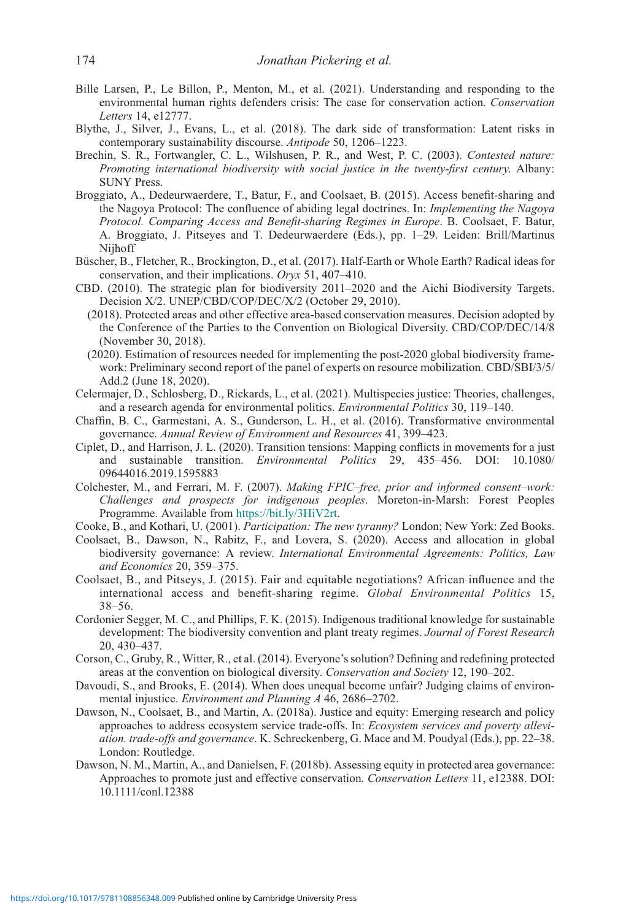Bille Larsen, P., Le Billon, P., Menton, M., et al. (2021). Understanding and responding to the environmental human rights defenders crisis: The case for conservation action. *Conservation Letters* 14, e12777.

Blythe, J., Silver, J., Evans, L., et al. (2018). The dark side of transformation: Latent risks in contemporary sustainability discourse. *Antipode* 50, 1206–1223.

Brechin, S. R., Fortwangler, C. L., Wilshusen, P. R., and West, P. C. (2003). *Contested nature: Promoting international biodiversity with social justice in the twenty-first century*. Albany: SUNY Press.

Broggiato, A., Dedeurwaerdere, T., Batur, F., and Coolsaet, B. (2015). Access benefit-sharing and the Nagoya Protocol: The confluence of abiding legal doctrines. In: *Implementing the Nagoya Protocol. Comparing Access and Benefit-sharing Regimes in Europe*. B. Coolsaet, F. Batur, A. Broggiato, J. Pitseyes and T. Dedeurwaerdere (Eds.), pp. 1–29. Leiden: Brill/Martinus Nijhoff

Büscher, B., Fletcher, R., Brockington, D., et al. (2017). Half-Earth or Whole Earth? Radical ideas for conservation, and their implications. *Oryx* 51, 407–410.

CBD. (2010). The strategic plan for biodiversity 2011–2020 and the Aichi Biodiversity Targets. Decision X/2. UNEP/CBD/COP/DEC/X/2 (October 29, 2010).

(2018). Protected areas and other effective area-based conservation measures. Decision adopted by the Conference of the Parties to the Convention on Biological Diversity. CBD/COP/DEC/14/8 (November 30, 2018).

(2020). Estimation of resources needed for implementing the post-2020 global biodiversity framework: Preliminary second report of the panel of experts on resource mobilization. CBD/SBI/3/5/Add.2 (June 18, 2020).

Celermajer, D., Schlosberg, D., Rickards, L., et al. (2021). Multispecies justice: Theories, challenges, and a research agenda for environmental politics. *Environmental Politics* 30, 119–140.

Chaffin, B. C., Garmestani, A. S., Gunderson, L. H., et al. (2016). Transformative environmental governance. *Annual Review of Environment and Resources* 41, 399–423.

Ciplet, D., and Harrison, J. L. (2020). Transition tensions: Mapping conflicts in movements for a just and sustainable transition. *Environmental Politics* 29, 435–456. DOI: 10.1080/09644016.2019.1595883

Colchester, M., and Ferrari, M. F. (2007). *Making FPIC–free, prior and informed consent–work: Challenges and prospects for indigenous peoples*. Moreton-in-Marsh: Forest Peoples Programme. Available from https://bit.ly/3HiV2rt.

Cooke, B., and Kothari, U. (2001). *Participation: The new tyranny?* London; New York: Zed Books.

Coolsaet, B., Dawson, N., Rabitz, F., and Lovera, S. (2020). Access and allocation in global biodiversity governance: A review. *International Environmental Agreements: Politics, Law and Economics* 20, 359–375.

Coolsaet, B., and Pitseys, J. (2015). Fair and equitable negotiations? African influence and the international access and benefit-sharing regime. *Global Environmental Politics* 15, 38–56.

Cordonier Segger, M. C., and Phillips, F. K. (2015). Indigenous traditional knowledge for sustainable development: The biodiversity convention and plant treaty regimes. *Journal of Forest Research* 20, 430–437.

Corson, C., Gruby, R., Witter, R., et al. (2014). Everyone's solution? Defining and redefining protected areas at the convention on biological diversity. *Conservation and Society* 12, 190–202.

Davoudi, S., and Brooks, E. (2014). When does unequal become unfair? Judging claims of environmental injustice. *Environment and Planning A* 46, 2686–2702.

Dawson, N., Coolsaet, B., and Martin, A. (2018a). Justice and equity: Emerging research and policy approaches to address ecosystem service trade-offs. In: *Ecosystem services and poverty alleviation. trade-offs and governance*. K. Schreckenberg, G. Mace and M. Poudyal (Eds.), pp. 22–38. London: Routledge.

Dawson, N. M., Martin, A., and Danielsen, F. (2018b). Assessing equity in protected area governance: Approaches to promote just and effective conservation. *Conservation Letters* 11, e12388. DOI: 10.1111/conl.12388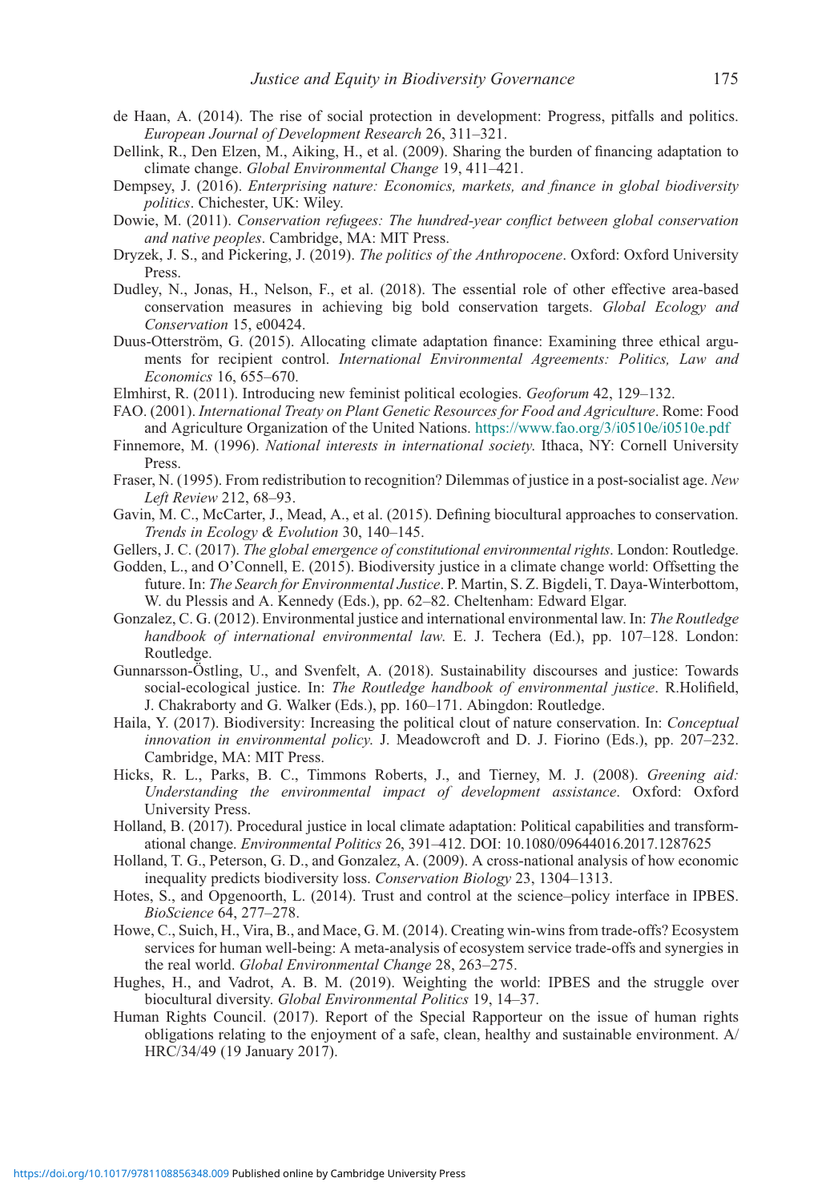de Haan, A. (2014). The rise of social protection in development: Progress, pitfalls and politics. *European Journal of Development Research* 26, 311–321.

Dellink, R., Den Elzen, M., Aiking, H., et al. (2009). Sharing the burden of financing adaptation to climate change. *Global Environmental Change* 19, 411–421.

Dempsey, J. (2016). *Enterprising nature: Economics, markets, and finance in global biodiversity politics*. Chichester, UK: Wiley.

Dowie, M. (2011). *Conservation refugees: The hundred-year conflict between global conservation and native peoples*. Cambridge, MA: MIT Press.

Dryzek, J. S., and Pickering, J. (2019). *The politics of the Anthropocene*. Oxford: Oxford University Press.

Dudley, N., Jonas, H., Nelson, F., et al. (2018). The essential role of other effective area-based conservation measures in achieving big bold conservation targets. *Global Ecology and Conservation* 15, e00424.

Duus-Otterström, G. (2015). Allocating climate adaptation finance: Examining three ethical arguments for recipient control. *International Environmental Agreements: Politics, Law and Economics* 16, 655–670.

Elmhirst, R. (2011). Introducing new feminist political ecologies. *Geoforum* 42, 129–132.

FAO. (2001). *International Treaty on Plant Genetic Resources for Food and Agriculture*. Rome: Food and Agriculture Organization of the United Nations. https://www.fao.org/3/i0510e/i0510e.pdf

Finnemore, M. (1996). *National interests in international society*. Ithaca, NY: Cornell University Press.

Fraser, N. (1995). From redistribution to recognition? Dilemmas of justice in a post-socialist age. *New Left Review* 212, 68–93.

Gavin, M. C., McCarter, J., Mead, A., et al. (2015). Defining biocultural approaches to conservation. *Trends in Ecology & Evolution* 30, 140–145.

Gellers, J. C. (2017). *The global emergence of constitutional environmental rights*. London: Routledge.

Godden, L., and O'Connell, E. (2015). Biodiversity justice in a climate change world: Offsetting the future. In: *The Search for Environmental Justice*. P. Martin, S. Z. Bigdeli, T. Daya-Winterbottom, W. du Plessis and A. Kennedy (Eds.), pp. 62–82. Cheltenham: Edward Elgar.

Gonzalez, C. G. (2012). Environmental justice and international environmental law. In: *The Routledge handbook of international environmental law*. E. J. Techera (Ed.), pp. 107–128. London: Routledge.

Gunnarsson-Östling, U., and Svenfelt, A. (2018). Sustainability discourses and justice: Towards social-ecological justice. In: *The Routledge handbook of environmental justice*. R.Holifield, J. Chakraborty and G. Walker (Eds.), pp. 160–171. Abingdon: Routledge.

Haila, Y. (2017). Biodiversity: Increasing the political clout of nature conservation. In: *Conceptual innovation in environmental policy*. J. Meadowcroft and D. J. Fiorino (Eds.), pp. 207–232. Cambridge, MA: MIT Press.

Hicks, R. L., Parks, B. C., Timmons Roberts, J., and Tierney, M. J. (2008). *Greening aid: Understanding the environmental impact of development assistance*. Oxford: Oxford University Press.

Holland, B. (2017). Procedural justice in local climate adaptation: Political capabilities and transformational change. *Environmental Politics* 26, 391–412. DOI: 10.1080/09644016.2017.1287625

Holland, T. G., Peterson, G. D., and Gonzalez, A. (2009). A cross-national analysis of how economic inequality predicts biodiversity loss. *Conservation Biology* 23, 1304–1313.

Hotes, S., and Opgenoorth, L. (2014). Trust and control at the science–policy interface in IPBES. *BioScience* 64, 277–278.

Howe, C., Suich, H., Vira, B., and Mace, G. M. (2014). Creating win-wins from trade-offs? Ecosystem services for human well-being: A meta-analysis of ecosystem service trade-offs and synergies in the real world. *Global Environmental Change* 28, 263–275.

Hughes, H., and Vadrot, A. B. M. (2019). Weighting the world: IPBES and the struggle over biocultural diversity. *Global Environmental Politics* 19, 14–37.

Human Rights Council. (2017). Report of the Special Rapporteur on the issue of human rights obligations relating to the enjoyment of a safe, clean, healthy and sustainable environment. A/HRC/34/49 (19 January 2017).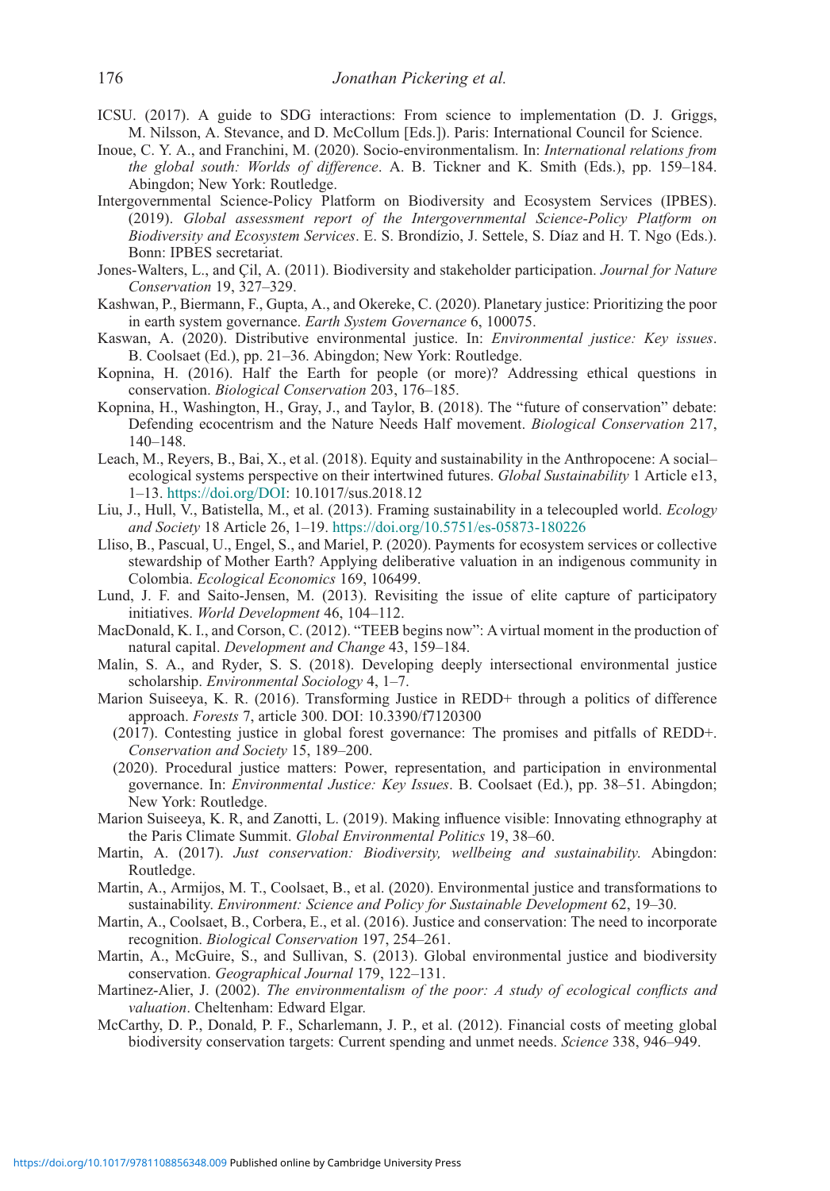ICSU. (2017). A guide to SDG interactions: From science to implementation (D. J. Griggs, M. Nilsson, A. Stevance, and D. McCollum [Eds.]). Paris: International Council for Science.

Inoue, C. Y. A., and Franchini, M. (2020). Socio-environmentalism. In: *International relations from the global south: Worlds of difference*. A. B. Tickner and K. Smith (Eds.), pp. 159–184. Abingdon; New York: Routledge.

Intergovernmental Science-Policy Platform on Biodiversity and Ecosystem Services (IPBES). (2019). *Global assessment report of the Intergovernmental Science-Policy Platform on Biodiversity and Ecosystem Services*. E. S. Brondízio, J. Settele, S. Díaz and H. T. Ngo (Eds.). Bonn: IPBES secretariat.

Jones-Walters, L., and Çil, A. (2011). Biodiversity and stakeholder participation. *Journal for Nature Conservation* 19, 327–329.

Kashwan, P., Biermann, F., Gupta, A., and Okereke, C. (2020). Planetary justice: Prioritizing the poor in earth system governance. *Earth System Governance* 6, 100075.

Kaswan, A. (2020). Distributive environmental justice. In: *Environmental justice: Key issues*. B. Coolsaet (Ed.), pp. 21–36. Abingdon; New York: Routledge.

Kopnina, H. (2016). Half the Earth for people (or more)? Addressing ethical questions in conservation. *Biological Conservation* 203, 176–185.

Kopnina, H., Washington, H., Gray, J., and Taylor, B. (2018). The "future of conservation" debate: Defending ecocentrism and the Nature Needs Half movement. *Biological Conservation* 217, 140–148.

Leach, M., Reyers, B., Bai, X., et al. (2018). Equity and sustainability in the Anthropocene: A social–ecological systems perspective on their intertwined futures. *Global Sustainability* 1 Article e13, 1–13. https://doi.org/DOI: 10.1017/sus.2018.12

Liu, J., Hull, V., Batistella, M., et al. (2013). Framing sustainability in a telecoupled world. *Ecology and Society* 18 Article 26, 1–19. https://doi.org/10.5751/es-05873-180226

Lliso, B., Pascual, U., Engel, S., and Mariel, P. (2020). Payments for ecosystem services or collective stewardship of Mother Earth? Applying deliberative valuation in an indigenous community in Colombia. *Ecological Economics* 169, 106499.

Lund, J. F. and Saito-Jensen, M. (2013). Revisiting the issue of elite capture of participatory initiatives. *World Development* 46, 104–112.

MacDonald, K. I., and Corson, C. (2012). "TEEB begins now": A virtual moment in the production of natural capital. *Development and Change* 43, 159–184.

Malin, S. A., and Ryder, S. S. (2018). Developing deeply intersectional environmental justice scholarship. *Environmental Sociology* 4, 1–7.

Marion Suiseeya, K. R. (2016). Transforming Justice in REDD+ through a politics of difference approach. *Forests* 7, article 300. DOI: 10.3390/f7120300

(2017). Contesting justice in global forest governance: The promises and pitfalls of REDD+. *Conservation and Society* 15, 189–200.

(2020). Procedural justice matters: Power, representation, and participation in environmental governance. In: *Environmental Justice: Key Issues*. B. Coolsaet (Ed.), pp. 38–51. Abingdon; New York: Routledge.

Marion Suiseeya, K. R, and Zanotti, L. (2019). Making influence visible: Innovating ethnography at the Paris Climate Summit. *Global Environmental Politics* 19, 38–60.

Martin, A. (2017). *Just conservation: Biodiversity, wellbeing and sustainability.* Abingdon: Routledge.

Martin, A., Armijos, M. T., Coolsaet, B., et al. (2020). Environmental justice and transformations to sustainability. *Environment: Science and Policy for Sustainable Development* 62, 19–30.

Martin, A., Coolsaet, B., Corbera, E., et al. (2016). Justice and conservation: The need to incorporate recognition. *Biological Conservation* 197, 254–261.

Martin, A., McGuire, S., and Sullivan, S. (2013). Global environmental justice and biodiversity conservation. *Geographical Journal* 179, 122–131.

Martinez-Alier, J. (2002). *The environmentalism of the poor: A study of ecological conflicts and valuation*. Cheltenham: Edward Elgar.

McCarthy, D. P., Donald, P. F., Scharlemann, J. P., et al. (2012). Financial costs of meeting global biodiversity conservation targets: Current spending and unmet needs. *Science* 338, 946–949.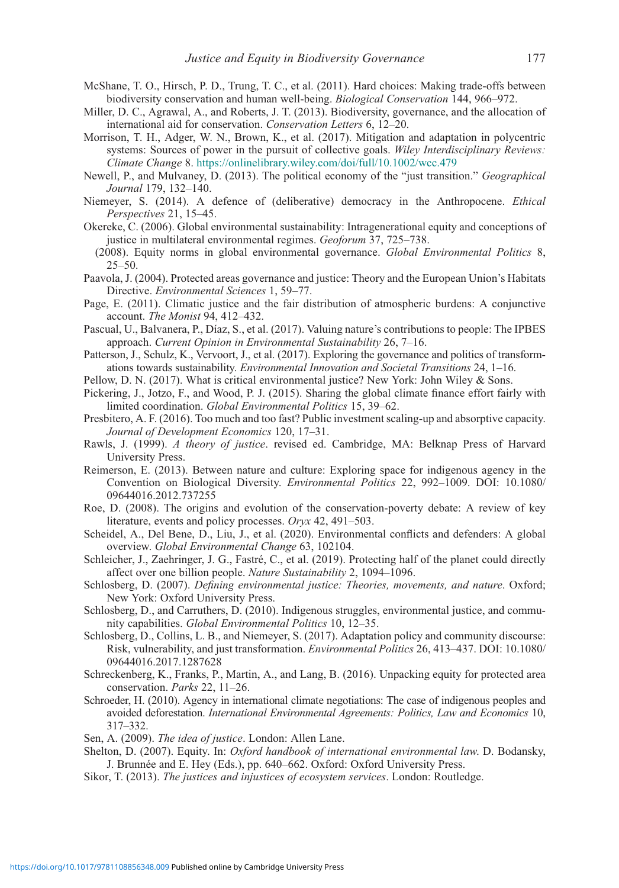McShane, T. O., Hirsch, P. D., Trung, T. C., et al. (2011). Hard choices: Making trade-offs between biodiversity conservation and human well-being. *Biological Conservation* 144, 966–972.

Miller, D. C., Agrawal, A., and Roberts, J. T. (2013). Biodiversity, governance, and the allocation of international aid for conservation. *Conservation Letters* 6, 12–20.

Morrison, T. H., Adger, W. N., Brown, K., et al. (2017). Mitigation and adaptation in polycentric systems: Sources of power in the pursuit of collective goals. *Wiley Interdisciplinary Reviews: Climate Change* 8. https://onlinelibrary.wiley.com/doi/full/10.1002/wcc.479

Newell, P., and Mulvaney, D. (2013). The political economy of the "just transition." *Geographical Journal* 179, 132–140.

Niemeyer, S. (2014). A defence of (deliberative) democracy in the Anthropocene. *Ethical Perspectives* 21, 15–45.

Okereke, C. (2006). Global environmental sustainability: Intragenerational equity and conceptions of justice in multilateral environmental regimes. *Geoforum* 37, 725–738.

(2008). Equity norms in global environmental governance. *Global Environmental Politics* 8, 25–50.

Paavola, J. (2004). Protected areas governance and justice: Theory and the European Union's Habitats Directive. *Environmental Sciences* 1, 59–77.

Page, E. (2011). Climatic justice and the fair distribution of atmospheric burdens: A conjunctive account. *The Monist* 94, 412–432.

Pascual, U., Balvanera, P., Díaz, S., et al. (2017). Valuing nature's contributions to people: The IPBES approach. *Current Opinion in Environmental Sustainability* 26, 7–16.

Patterson, J., Schulz, K., Vervoort, J., et al. (2017). Exploring the governance and politics of transformations towards sustainability. *Environmental Innovation and Societal Transitions* 24, 1–16.

Pellow, D. N. (2017). What is critical environmental justice? New York: John Wiley & Sons.

Pickering, J., Jotzo, F., and Wood, P. J. (2015). Sharing the global climate finance effort fairly with limited coordination. *Global Environmental Politics* 15, 39–62.

Presbitero, A. F. (2016). Too much and too fast? Public investment scaling-up and absorptive capacity. *Journal of Development Economics* 120, 17–31.

Rawls, J. (1999). *A theory of justice*. revised ed. Cambridge, MA: Belknap Press of Harvard University Press.

Reimerson, E. (2013). Between nature and culture: Exploring space for indigenous agency in the Convention on Biological Diversity. *Environmental Politics* 22, 992–1009. DOI: 10.1080/09644016.2012.737255

Roe, D. (2008). The origins and evolution of the conservation-poverty debate: A review of key literature, events and policy processes. *Oryx* 42, 491–503.

Scheidel, A., Del Bene, D., Liu, J., et al. (2020). Environmental conflicts and defenders: A global overview. *Global Environmental Change* 63, 102104.

Schleicher, J., Zaehringer, J. G., Fastré, C., et al. (2019). Protecting half of the planet could directly affect over one billion people. *Nature Sustainability* 2, 1094–1096.

Schlosberg, D. (2007). *Defining environmental justice: Theories, movements, and nature*. Oxford; New York: Oxford University Press.

Schlosberg, D., and Carruthers, D. (2010). Indigenous struggles, environmental justice, and community capabilities. *Global Environmental Politics* 10, 12–35.

Schlosberg, D., Collins, L. B., and Niemeyer, S. (2017). Adaptation policy and community discourse: Risk, vulnerability, and just transformation. *Environmental Politics* 26, 413–437. DOI: 10.1080/09644016.2017.1287628

Schreckenberg, K., Franks, P., Martin, A., and Lang, B. (2016). Unpacking equity for protected area conservation. *Parks* 22, 11–26.

Schroeder, H. (2010). Agency in international climate negotiations: The case of indigenous peoples and avoided deforestation. *International Environmental Agreements: Politics, Law and Economics* 10, 317–332.

Sen, A. (2009). *The idea of justice*. London: Allen Lane.

Shelton, D. (2007). Equity. In: *Oxford handbook of international environmental law*. D. Bodansky, J. Brunnée and E. Hey (Eds.), pp. 640–662. Oxford: Oxford University Press.

Sikor, T. (2013). *The justices and injustices of ecosystem services*. London: Routledge.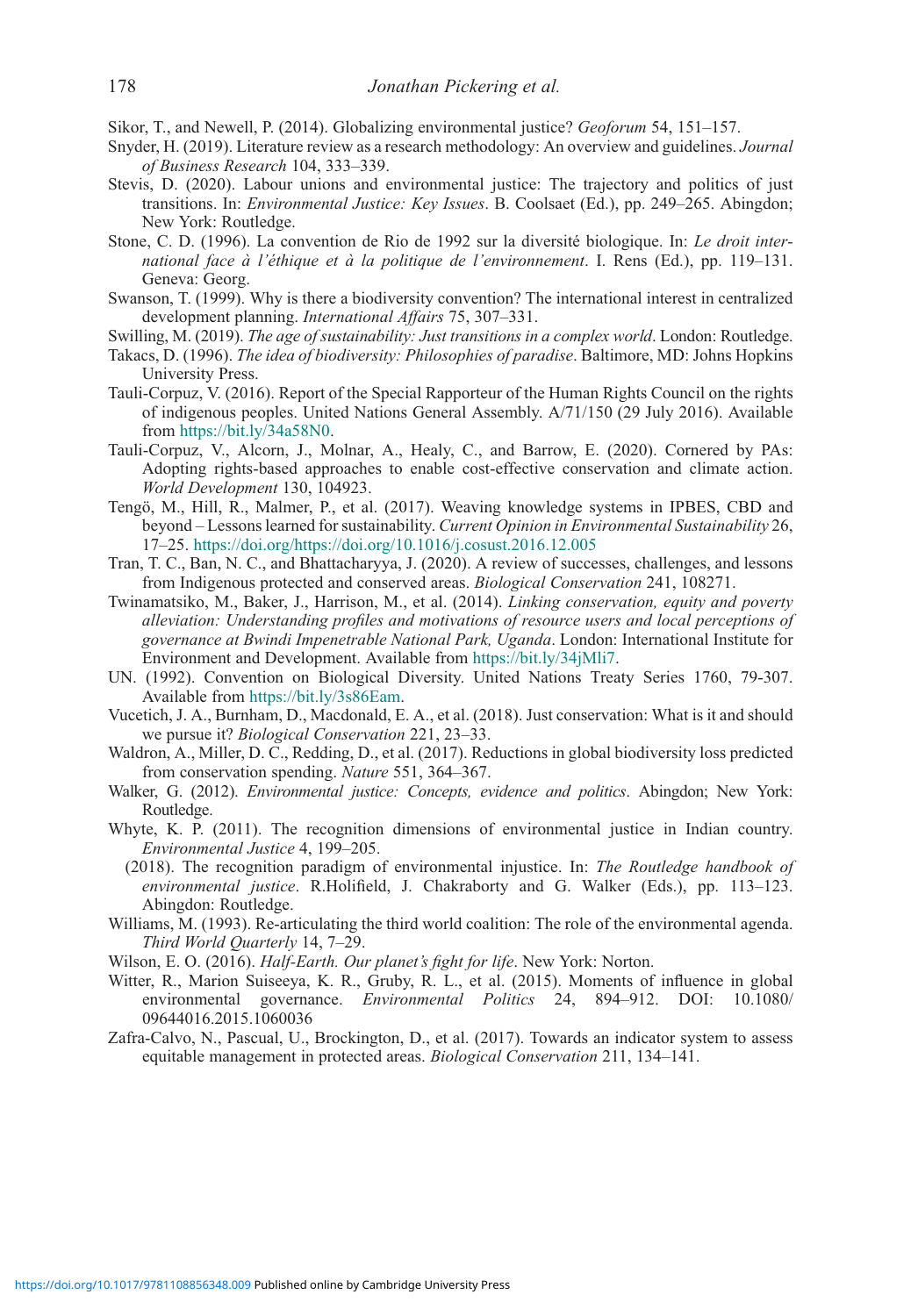Sikor, T., and Newell, P. (2014). Globalizing environmental justice? *Geoforum* 54, 151–157.

Snyder, H. (2019). Literature review as a research methodology: An overview and guidelines. *Journal of Business Research* 104, 333–339.

Stevis, D. (2020). Labour unions and environmental justice: The trajectory and politics of just transitions. In: *Environmental Justice: Key Issues*. B. Coolsaet (Ed.), pp. 249–265. Abingdon; New York: Routledge.

Stone, C. D. (1996). La convention de Rio de 1992 sur la diversité biologique. In: *Le droit international face à l'éthique et à la politique de l'environnement*. I. Rens (Ed.), pp. 119–131. Geneva: Georg.

Swanson, T. (1999). Why is there a biodiversity convention? The international interest in centralized development planning. *International Affairs* 75, 307–331.

Swilling, M. (2019). *The age of sustainability: Just transitions in a complex world*. London: Routledge.

Takacs, D. (1996). *The idea of biodiversity: Philosophies of paradise*. Baltimore, MD: Johns Hopkins University Press.

Tauli-Corpuz, V. (2016). Report of the Special Rapporteur of the Human Rights Council on the rights of indigenous peoples. United Nations General Assembly. A/71/150 (29 July 2016). Available from https://bit.ly/34a58N0.

Tauli-Corpuz, V., Alcorn, J., Molnar, A., Healy, C., and Barrow, E. (2020). Cornered by PAs: Adopting rights-based approaches to enable cost-effective conservation and climate action. *World Development* 130, 104923.

Tengö, M., Hill, R., Malmer, P., et al. (2017). Weaving knowledge systems in IPBES, CBD and beyond – Lessons learned for sustainability. *Current Opinion in Environmental Sustainability* 26, 17–25. https://doi.org/https://doi.org/10.1016/j.cosust.2016.12.005

Tran, T. C., Ban, N. C., and Bhattacharyya, J. (2020). A review of successes, challenges, and lessons from Indigenous protected and conserved areas. *Biological Conservation* 241, 108271.

Twinamatsiko, M., Baker, J., Harrison, M., et al. (2014). *Linking conservation, equity and poverty alleviation: Understanding profiles and motivations of resource users and local perceptions of governance at Bwindi Impenetrable National Park, Uganda*. London: International Institute for Environment and Development. Available from https://bit.ly/34jMli7.

UN. (1992). Convention on Biological Diversity. United Nations Treaty Series 1760, 79-307. Available from https://bit.ly/3s86Eam.

Vucetich, J. A., Burnham, D., Macdonald, E. A., et al. (2018). Just conservation: What is it and should we pursue it? *Biological Conservation* 221, 23–33.

Waldron, A., Miller, D. C., Redding, D., et al. (2017). Reductions in global biodiversity loss predicted from conservation spending. *Nature* 551, 364–367.

Walker, G. (2012). *Environmental justice: Concepts, evidence and politics*. Abingdon; New York: Routledge.

Whyte, K. P. (2011). The recognition dimensions of environmental justice in Indian country. *Environmental Justice* 4, 199–205.

(2018). The recognition paradigm of environmental injustice. In: *The Routledge handbook of environmental justice*. R.Holifield, J. Chakraborty and G. Walker (Eds.), pp. 113–123. Abingdon: Routledge.

Williams, M. (1993). Re-articulating the third world coalition: The role of the environmental agenda. *Third World Quarterly* 14, 7–29.

Wilson, E. O. (2016). *Half-Earth. Our planet's fight for life*. New York: Norton.

Witter, R., Marion Suiseeya, K. R., Gruby, R. L., et al. (2015). Moments of influence in global environmental governance. *Environmental Politics* 24, 894–912. DOI: 10.1080/09644016.2015.1060036

Zafra-Calvo, N., Pascual, U., Brockington, D., et al. (2017). Towards an indicator system to assess equitable management in protected areas. *Biological Conservation* 211, 134–141.